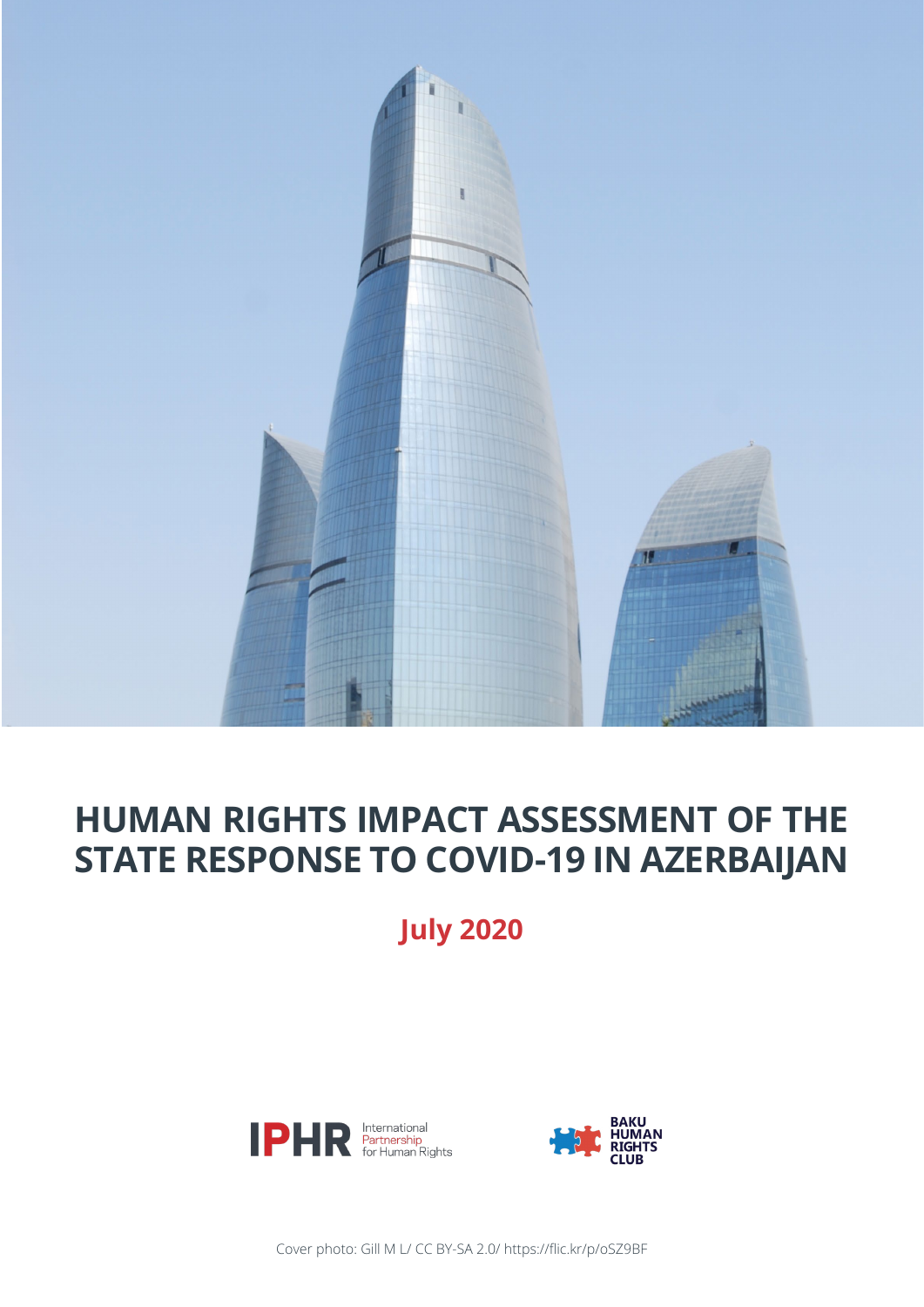# HUMAN RIGHTS IMPACT ASSESSMENT OF THE STATE RESPONSE TO COVID-19 IN AZERBAIJAN

**July 2020**

IPHR International Partnership for Human Rights

BAKU HUMAN RIGHTS CLUB

Cover photo: Gill M L/ CC BY-SA 2.0/ https://flic.kr/p/oSZ9BF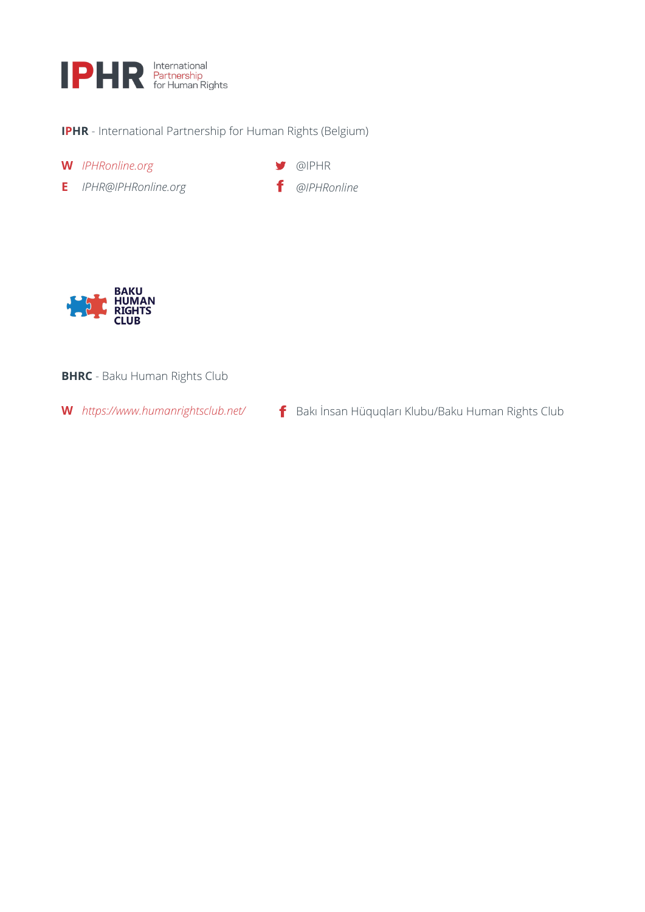IPHR International Partnership for Human Rights

**IPHR** - International Partnership for Human Rights (Belgium)

**W** *IPHRonline.org*

**E** *IPHR@IPHRonline.org*

@IPHR

*@IPHRonline*

BAKU HUMAN RIGHTS CLUB

**BHRC** - Baku Human Rights Club

**W** *https://www.humanrightsclub.net/*

Bakı İnsan Hüquqları Klubu/Baku Human Rights Club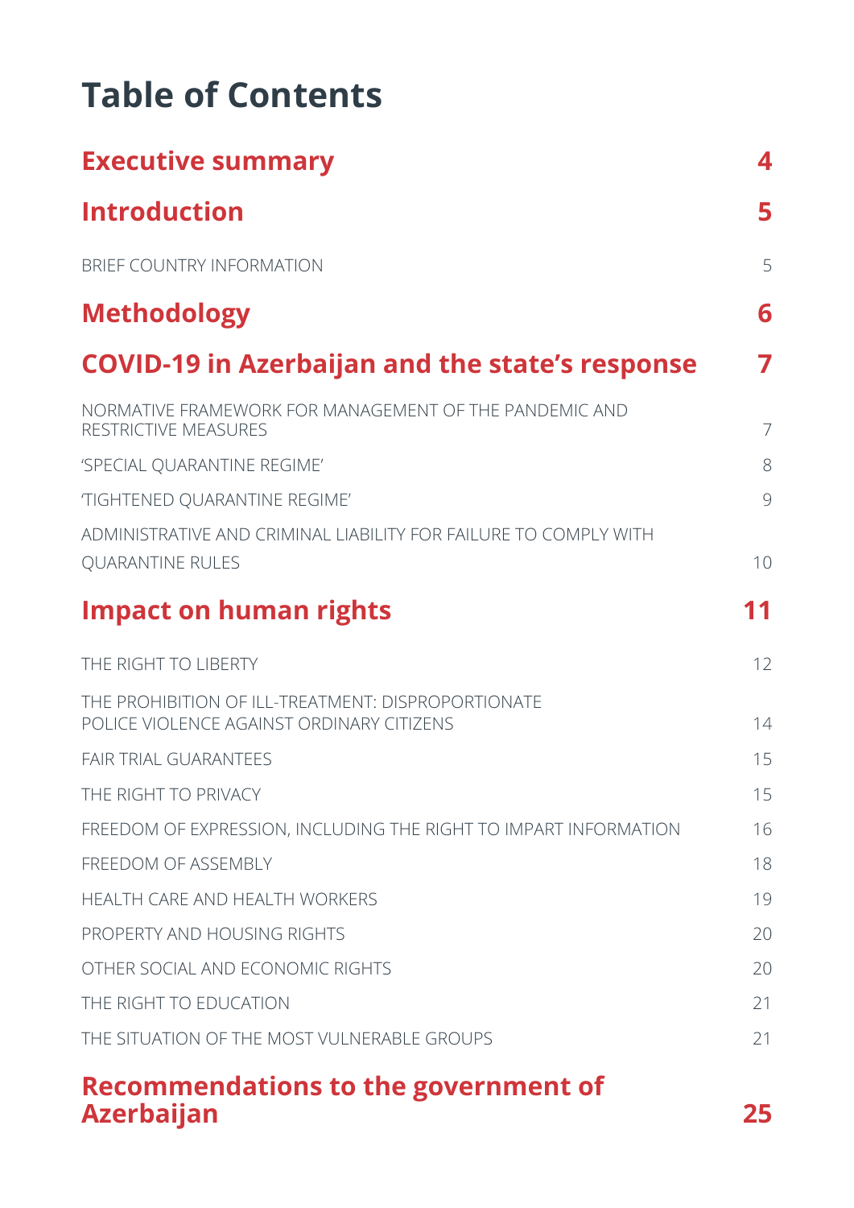# Table of Contents

| | |
|---|---|
| **Executive summary** | **4** |
| **Introduction** | **5** |
| BRIEF COUNTRY INFORMATION | 5 |
| **Methodology** | **6** |
| **COVID-19 in Azerbaijan and the state's response** | **7** |
| NORMATIVE FRAMEWORK FOR MANAGEMENT OF THE PANDEMIC AND RESTRICTIVE MEASURES | 7 |
| 'SPECIAL QUARANTINE REGIME' | 8 |
| 'TIGHTENED QUARANTINE REGIME' | 9 |
| ADMINISTRATIVE AND CRIMINAL LIABILITY FOR FAILURE TO COMPLY WITH QUARANTINE RULES | 10 |
| **Impact on human rights** | **11** |
| THE RIGHT TO LIBERTY | 12 |
| THE PROHIBITION OF ILL-TREATMENT: DISPROPORTIONATE POLICE VIOLENCE AGAINST ORDINARY CITIZENS | 14 |
| FAIR TRIAL GUARANTEES | 15 |
| THE RIGHT TO PRIVACY | 15 |
| FREEDOM OF EXPRESSION, INCLUDING THE RIGHT TO IMPART INFORMATION | 16 |
| FREEDOM OF ASSEMBLY | 18 |
| HEALTH CARE AND HEALTH WORKERS | 19 |
| PROPERTY AND HOUSING RIGHTS | 20 |
| OTHER SOCIAL AND ECONOMIC RIGHTS | 20 |
| THE RIGHT TO EDUCATION | 21 |
| THE SITUATION OF THE MOST VULNERABLE GROUPS | 21 |
| **Recommendations to the government of Azerbaijan** | **25** |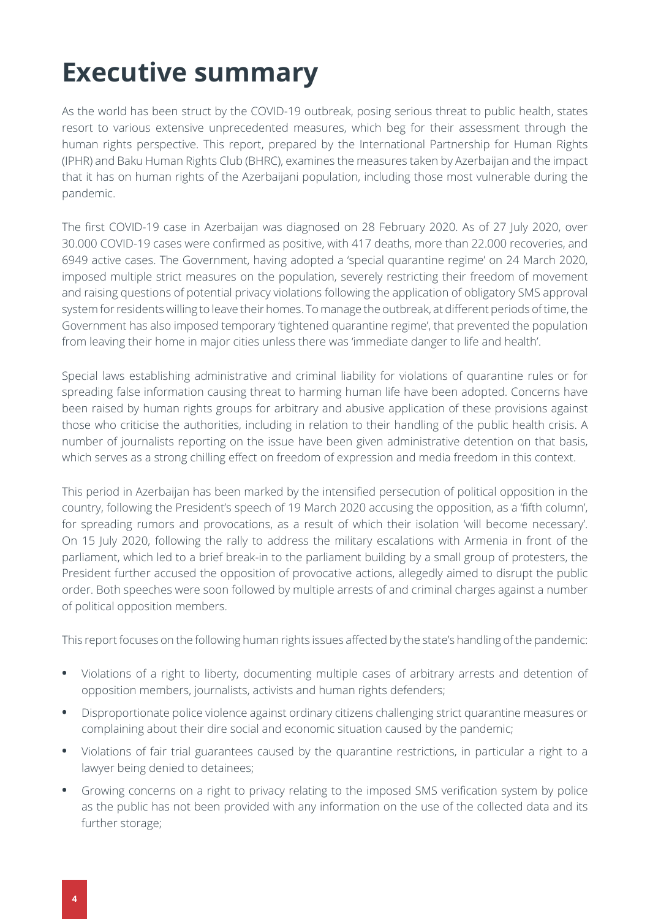# Executive summary

As the world has been struct by the COVID-19 outbreak, posing serious threat to public health, states resort to various extensive unprecedented measures, which beg for their assessment through the human rights perspective. This report, prepared by the International Partnership for Human Rights (IPHR) and Baku Human Rights Club (BHRC), examines the measures taken by Azerbaijan and the impact that it has on human rights of the Azerbaijani population, including those most vulnerable during the pandemic.

The first COVID-19 case in Azerbaijan was diagnosed on 28 February 2020. As of 27 July 2020, over 30.000 COVID-19 cases were confirmed as positive, with 417 deaths, more than 22.000 recoveries, and 6949 active cases. The Government, having adopted a 'special quarantine regime' on 24 March 2020, imposed multiple strict measures on the population, severely restricting their freedom of movement and raising questions of potential privacy violations following the application of obligatory SMS approval system for residents willing to leave their homes. To manage the outbreak, at different periods of time, the Government has also imposed temporary 'tightened quarantine regime', that prevented the population from leaving their home in major cities unless there was 'immediate danger to life and health'.

Special laws establishing administrative and criminal liability for violations of quarantine rules or for spreading false information causing threat to harming human life have been adopted. Concerns have been raised by human rights groups for arbitrary and abusive application of these provisions against those who criticise the authorities, including in relation to their handling of the public health crisis. A number of journalists reporting on the issue have been given administrative detention on that basis, which serves as a strong chilling effect on freedom of expression and media freedom in this context.

This period in Azerbaijan has been marked by the intensified persecution of political opposition in the country, following the President's speech of 19 March 2020 accusing the opposition, as a 'fifth column', for spreading rumors and provocations, as a result of which their isolation 'will become necessary'. On 15 July 2020, following the rally to address the military escalations with Armenia in front of the parliament, which led to a brief break-in to the parliament building by a small group of protesters, the President further accused the opposition of provocative actions, allegedly aimed to disrupt the public order. Both speeches were soon followed by multiple arrests of and criminal charges against a number of political opposition members.

This report focuses on the following human rights issues affected by the state's handling of the pandemic:

- Violations of a right to liberty, documenting multiple cases of arbitrary arrests and detention of opposition members, journalists, activists and human rights defenders;
- Disproportionate police violence against ordinary citizens challenging strict quarantine measures or complaining about their dire social and economic situation caused by the pandemic;
- Violations of fair trial guarantees caused by the quarantine restrictions, in particular a right to a lawyer being denied to detainees;
- Growing concerns on a right to privacy relating to the imposed SMS verification system by police as the public has not been provided with any information on the use of the collected data and its further storage;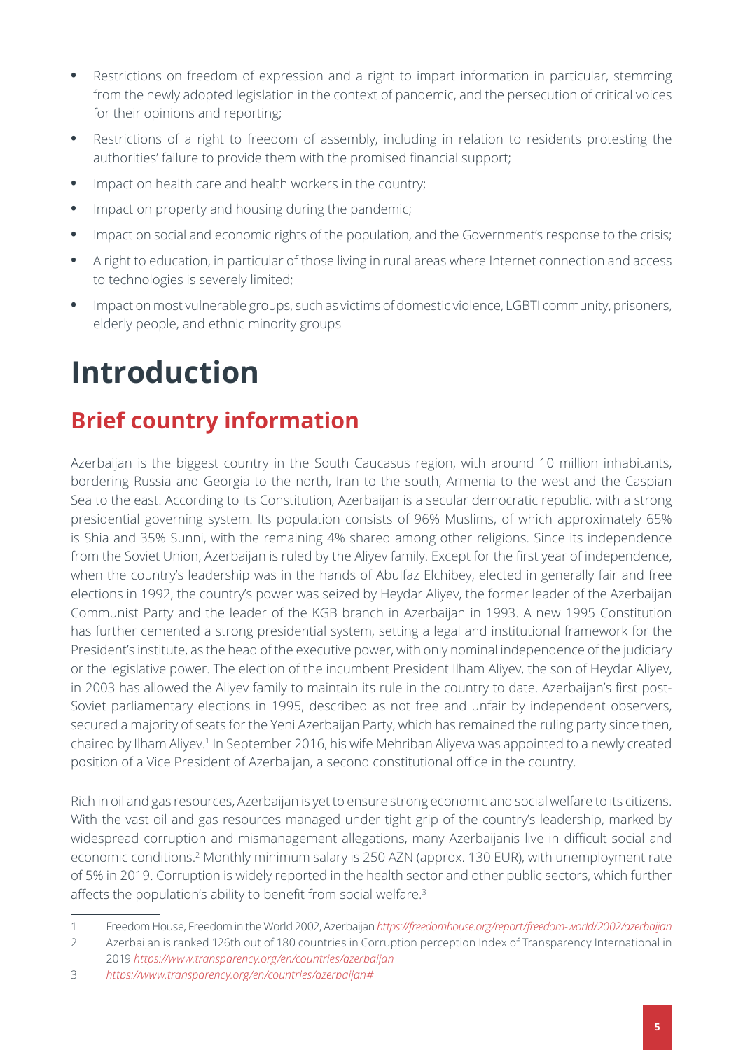- Restrictions on freedom of expression and a right to impart information in particular, stemming from the newly adopted legislation in the context of pandemic, and the persecution of critical voices for their opinions and reporting;
- Restrictions of a right to freedom of assembly, including in relation to residents protesting the authorities' failure to provide them with the promised financial support;
- Impact on health care and health workers in the country;
- Impact on property and housing during the pandemic;
- Impact on social and economic rights of the population, and the Government's response to the crisis;
- A right to education, in particular of those living in rural areas where Internet connection and access to technologies is severely limited;
- Impact on most vulnerable groups, such as victims of domestic violence, LGBTI community, prisoners, elderly people, and ethnic minority groups

# Introduction

## Brief country information

Azerbaijan is the biggest country in the South Caucasus region, with around 10 million inhabitants, bordering Russia and Georgia to the north, Iran to the south, Armenia to the west and the Caspian Sea to the east. According to its Constitution, Azerbaijan is a secular democratic republic, with a strong presidential governing system. Its population consists of 96% Muslims, of which approximately 65% is Shia and 35% Sunni, with the remaining 4% shared among other religions. Since its independence from the Soviet Union, Azerbaijan is ruled by the Aliyev family. Except for the first year of independence, when the country's leadership was in the hands of Abulfaz Elchibey, elected in generally fair and free elections in 1992, the country's power was seized by Heydar Aliyev, the former leader of the Azerbaijan Communist Party and the leader of the KGB branch in Azerbaijan in 1993. A new 1995 Constitution has further cemented a strong presidential system, setting a legal and institutional framework for the President's institute, as the head of the executive power, with only nominal independence of the judiciary or the legislative power. The election of the incumbent President Ilham Aliyev, the son of Heydar Aliyev, in 2003 has allowed the Aliyev family to maintain its rule in the country to date. Azerbaijan's first post-Soviet parliamentary elections in 1995, described as not free and unfair by independent observers, secured a majority of seats for the Yeni Azerbaijan Party, which has remained the ruling party since then, chaired by Ilham Aliyev.[1] In September 2016, his wife Mehriban Aliyeva was appointed to a newly created position of a Vice President of Azerbaijan, a second constitutional office in the country.

Rich in oil and gas resources, Azerbaijan is yet to ensure strong economic and social welfare to its citizens. With the vast oil and gas resources managed under tight grip of the country's leadership, marked by widespread corruption and mismanagement allegations, many Azerbaijanis live in difficult social and economic conditions.[2] Monthly minimum salary is 250 AZN (approx. 130 EUR), with unemployment rate of 5% in 2019. Corruption is widely reported in the health sector and other public sectors, which further affects the population's ability to benefit from social welfare.[3]

---

1 Freedom House, Freedom in the World 2002, Azerbaijan *https://freedomhouse.org/report/freedom-world/2002/azerbaijan*

2 Azerbaijan is ranked 126th out of 180 countries in Corruption perception Index of Transparency International in 2019 *https://www.transparency.org/en/countries/azerbaijan*

3 *https://www.transparency.org/en/countries/azerbaijan#*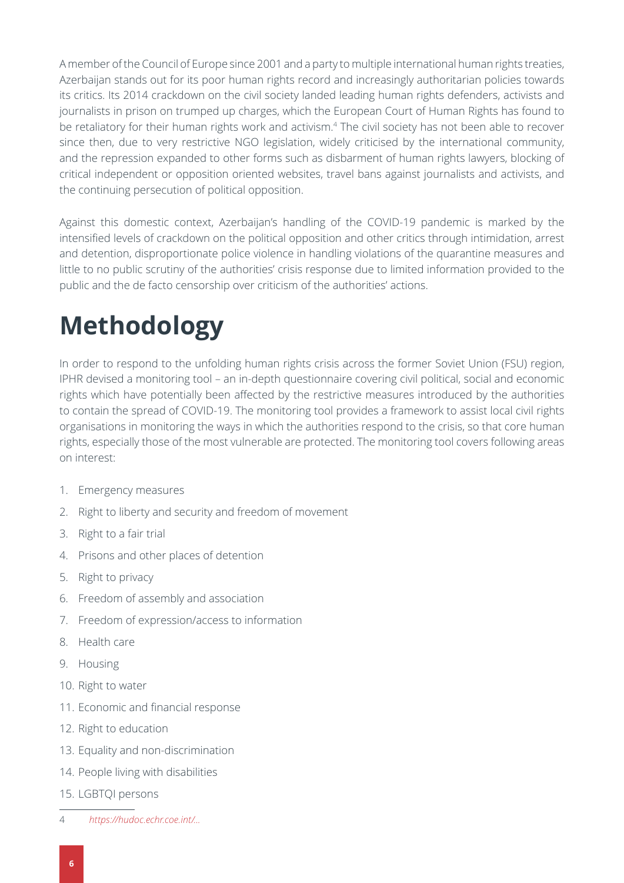A member of the Council of Europe since 2001 and a party to multiple international human rights treaties, Azerbaijan stands out for its poor human rights record and increasingly authoritarian policies towards its critics. Its 2014 crackdown on the civil society landed leading human rights defenders, activists and journalists in prison on trumped up charges, which the European Court of Human Rights has found to be retaliatory for their human rights work and activism.[4] The civil society has not been able to recover since then, due to very restrictive NGO legislation, widely criticised by the international community, and the repression expanded to other forms such as disbarment of human rights lawyers, blocking of critical independent or opposition oriented websites, travel bans against journalists and activists, and the continuing persecution of political opposition.

Against this domestic context, Azerbaijan's handling of the COVID-19 pandemic is marked by the intensified levels of crackdown on the political opposition and other critics through intimidation, arrest and detention, disproportionate police violence in handling violations of the quarantine measures and little to no public scrutiny of the authorities' crisis response due to limited information provided to the public and the de facto censorship over criticism of the authorities' actions.

# Methodology

In order to respond to the unfolding human rights crisis across the former Soviet Union (FSU) region, IPHR devised a monitoring tool – an in-depth questionnaire covering civil political, social and economic rights which have potentially been affected by the restrictive measures introduced by the authorities to contain the spread of COVID-19. The monitoring tool provides a framework to assist local civil rights organisations in monitoring the ways in which the authorities respond to the crisis, so that core human rights, especially those of the most vulnerable are protected. The monitoring tool covers following areas on interest:

1. Emergency measures
2. Right to liberty and security and freedom of movement
3. Right to a fair trial
4. Prisons and other places of detention
5. Right to privacy
6. Freedom of assembly and association
7. Freedom of expression/access to information
8. Health care
9. Housing
10. Right to water
11. Economic and financial response
12. Right to education
13. Equality and non-discrimination
14. People living with disabilities
15. LGBTQI persons

---

4 *https://hudoc.echr.coe.int/...*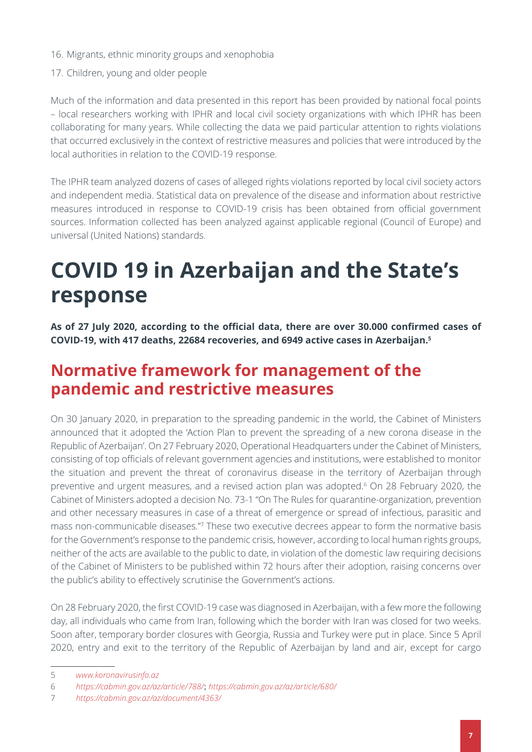16. Migrants, ethnic minority groups and xenophobia
17. Children, young and older people

Much of the information and data presented in this report has been provided by national focal points – local researchers working with IPHR and local civil society organizations with which IPHR has been collaborating for many years. While collecting the data we paid particular attention to rights violations that occurred exclusively in the context of restrictive measures and policies that were introduced by the local authorities in relation to the COVID-19 response.

The IPHR team analyzed dozens of cases of alleged rights violations reported by local civil society actors and independent media. Statistical data on prevalence of the disease and information about restrictive measures introduced in response to COVID-19 crisis has been obtained from official government sources. Information collected has been analyzed against applicable regional (Council of Europe) and universal (United Nations) standards.

# COVID 19 in Azerbaijan and the State's response

**As of 27 July 2020, according to the official data, there are over 30.000 confirmed cases of COVID-19, with 417 deaths, 22684 recoveries, and 6949 active cases in Azerbaijan.[5]**

## Normative framework for management of the pandemic and restrictive measures

On 30 January 2020, in preparation to the spreading pandemic in the world, the Cabinet of Ministers announced that it adopted the 'Action Plan to prevent the spreading of a new corona disease in the Republic of Azerbaijan'. On 27 February 2020, Operational Headquarters under the Cabinet of Ministers, consisting of top officials of relevant government agencies and institutions, were established to monitor the situation and prevent the threat of coronavirus disease in the territory of Azerbaijan through preventive and urgent measures, and a revised action plan was adopted.[6] On 28 February 2020, the Cabinet of Ministers adopted a decision No. 73-1 "On The Rules for quarantine-organization, prevention and other necessary measures in case of a threat of emergence or spread of infectious, parasitic and mass non-communicable diseases."[7] These two executive decrees appear to form the normative basis for the Government's response to the pandemic crisis, however, according to local human rights groups, neither of the acts are available to the public to date, in violation of the domestic law requiring decisions of the Cabinet of Ministers to be published within 72 hours after their adoption, raising concerns over the public's ability to effectively scrutinise the Government's actions.

On 28 February 2020, the first COVID-19 case was diagnosed in Azerbaijan, with a few more the following day, all individuals who came from Iran, following which the border with Iran was closed for two weeks. Soon after, temporary border closures with Georgia, Russia and Turkey were put in place. Since 5 April 2020, entry and exit to the territory of the Republic of Azerbaijan by land and air, except for cargo

---

5 *www.koronavirusinfo.az*

6 *https://cabmin.gov.az/az/article/788/*; *https://cabmin.gov.az/az/article/680/*

7 *https://cabmin.gov.az/az/document/4363/*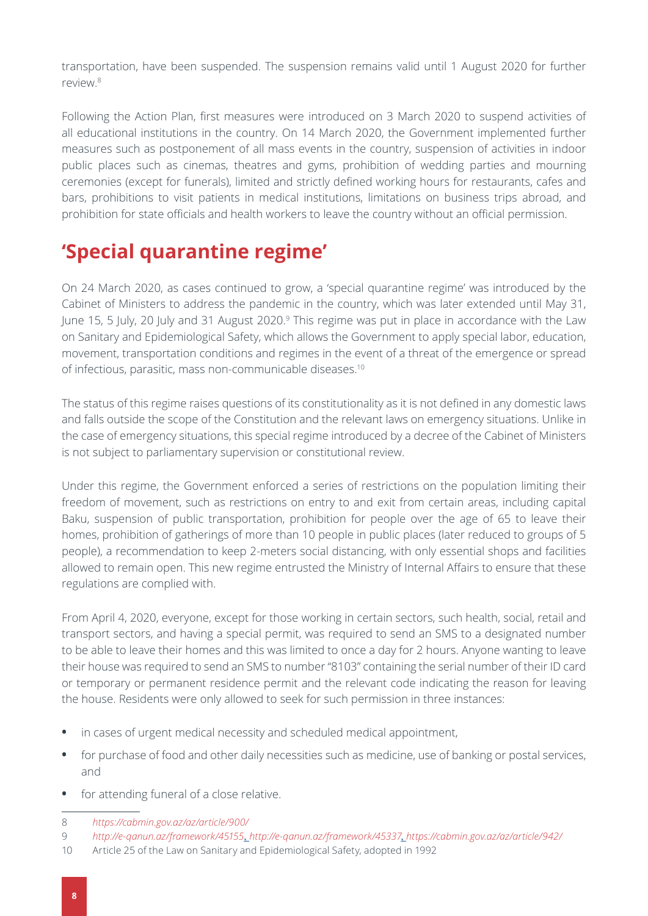transportation, have been suspended. The suspension remains valid until 1 August 2020 for further review.[8]

Following the Action Plan, first measures were introduced on 3 March 2020 to suspend activities of all educational institutions in the country. On 14 March 2020, the Government implemented further measures such as postponement of all mass events in the country, suspension of activities in indoor public places such as cinemas, theatres and gyms, prohibition of wedding parties and mourning ceremonies (except for funerals), limited and strictly defined working hours for restaurants, cafes and bars, prohibitions to visit patients in medical institutions, limitations on business trips abroad, and prohibition for state officials and health workers to leave the country without an official permission.

## 'Special quarantine regime'

On 24 March 2020, as cases continued to grow, a 'special quarantine regime' was introduced by the Cabinet of Ministers to address the pandemic in the country, which was later extended until May 31, June 15, 5 July, 20 July and 31 August 2020.[9] This regime was put in place in accordance with the Law on Sanitary and Epidemiological Safety, which allows the Government to apply special labor, education, movement, transportation conditions and regimes in the event of a threat of the emergence or spread of infectious, parasitic, mass non-communicable diseases.[10]

The status of this regime raises questions of its constitutionality as it is not defined in any domestic laws and falls outside the scope of the Constitution and the relevant laws on emergency situations. Unlike in the case of emergency situations, this special regime introduced by a decree of the Cabinet of Ministers is not subject to parliamentary supervision or constitutional review.

Under this regime, the Government enforced a series of restrictions on the population limiting their freedom of movement, such as restrictions on entry to and exit from certain areas, including capital Baku, suspension of public transportation, prohibition for people over the age of 65 to leave their homes, prohibition of gatherings of more than 10 people in public places (later reduced to groups of 5 people), a recommendation to keep 2-meters social distancing, with only essential shops and facilities allowed to remain open. This new regime entrusted the Ministry of Internal Affairs to ensure that these regulations are complied with.

From April 4, 2020, everyone, except for those working in certain sectors, such health, social, retail and transport sectors, and having a special permit, was required to send an SMS to a designated number to be able to leave their homes and this was limited to once a day for 2 hours. Anyone wanting to leave their house was required to send an SMS to number "8103" containing the serial number of their ID card or temporary or permanent residence permit and the relevant code indicating the reason for leaving the house. Residents were only allowed to seek for such permission in three instances:

- in cases of urgent medical necessity and scheduled medical appointment,
- for purchase of food and other daily necessities such as medicine, use of banking or postal services, and
- for attending funeral of a close relative.

---

8 *https://cabmin.gov.az/az/article/900/*

9 *http://e-qanun.az/framework/45155*, *http://e-qanun.az/framework/45337*, *https://cabmin.gov.az/az/article/942/*

10 Article 25 of the Law on Sanitary and Epidemiological Safety, adopted in 1992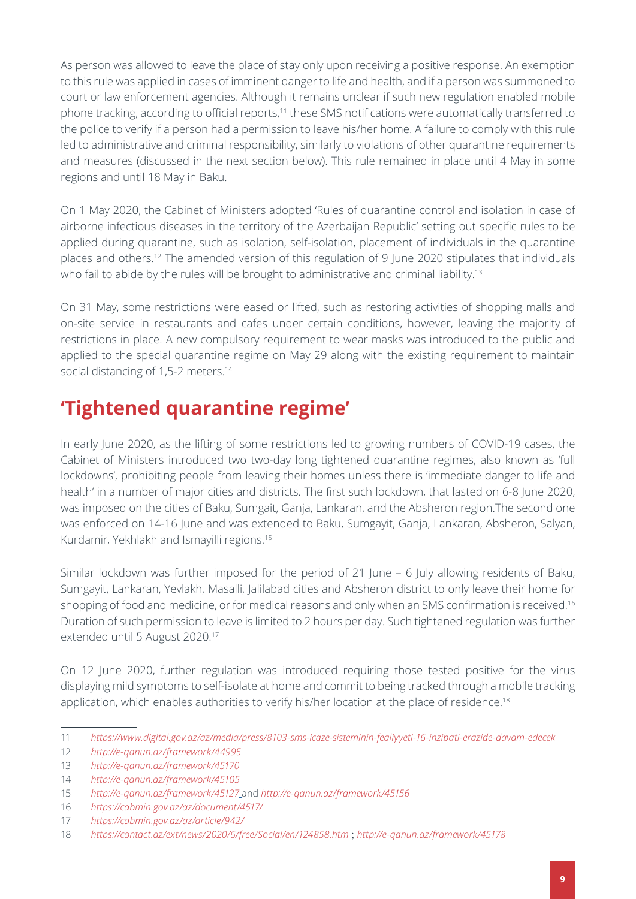As person was allowed to leave the place of stay only upon receiving a positive response. An exemption to this rule was applied in cases of imminent danger to life and health, and if a person was summoned to court or law enforcement agencies. Although it remains unclear if such new regulation enabled mobile phone tracking, according to official reports,[11] these SMS notifications were automatically transferred to the police to verify if a person had a permission to leave his/her home. A failure to comply with this rule led to administrative and criminal responsibility, similarly to violations of other quarantine requirements and measures (discussed in the next section below). This rule remained in place until 4 May in some regions and until 18 May in Baku.

On 1 May 2020, the Cabinet of Ministers adopted 'Rules of quarantine control and isolation in case of airborne infectious diseases in the territory of the Azerbaijan Republic' setting out specific rules to be applied during quarantine, such as isolation, self-isolation, placement of individuals in the quarantine places and others.[12] The amended version of this regulation of 9 June 2020 stipulates that individuals who fail to abide by the rules will be brought to administrative and criminal liability.[13]

On 31 May, some restrictions were eased or lifted, such as restoring activities of shopping malls and on-site service in restaurants and cafes under certain conditions, however, leaving the majority of restrictions in place. A new compulsory requirement to wear masks was introduced to the public and applied to the special quarantine regime on May 29 along with the existing requirement to maintain social distancing of 1,5-2 meters.[14]

## 'Tightened quarantine regime'

In early June 2020, as the lifting of some restrictions led to growing numbers of COVID-19 cases, the Cabinet of Ministers introduced two two-day long tightened quarantine regimes, also known as 'full lockdowns', prohibiting people from leaving their homes unless there is 'immediate danger to life and health' in a number of major cities and districts. The first such lockdown, that lasted on 6-8 June 2020, was imposed on the cities of Baku, Sumgait, Ganja, Lankaran, and the Absheron region.The second one was enforced on 14-16 June and was extended to Baku, Sumgayit, Ganja, Lankaran, Absheron, Salyan, Kurdamir, Yekhlakh and Ismayilli regions.[15]

Similar lockdown was further imposed for the period of 21 June – 6 July allowing residents of Baku, Sumgayit, Lankaran, Yevlakh, Masalli, Jalilabad cities and Absheron district to only leave their home for shopping of food and medicine, or for medical reasons and only when an SMS confirmation is received.[16] Duration of such permission to leave is limited to 2 hours per day. Such tightened regulation was further extended until 5 August 2020.[17]

On 12 June 2020, further regulation was introduced requiring those tested positive for the virus displaying mild symptoms to self-isolate at home and commit to being tracked through a mobile tracking application, which enables authorities to verify his/her location at the place of residence.[18]

---

11 *https://www.digital.gov.az/az/media/press/8103-sms-icaze-sisteminin-fealiyyeti-16-inzibati-erazide-davam-edecek*

12 *http://e-qanun.az/framework/44995*

13 *http://e-qanun.az/framework/45170*

14 *http://e-qanun.az/framework/45105*

15 *http://e-qanun.az/framework/45127* and *http://e-qanun.az/framework/45156*

16 *https://cabmin.gov.az/az/document/4517/*

17 *https://cabmin.gov.az/az/article/942/*

18 *https://contact.az/ext/news/2020/6/free/Social/en/124858.htm* ; *http://e-qanun.az/framework/45178*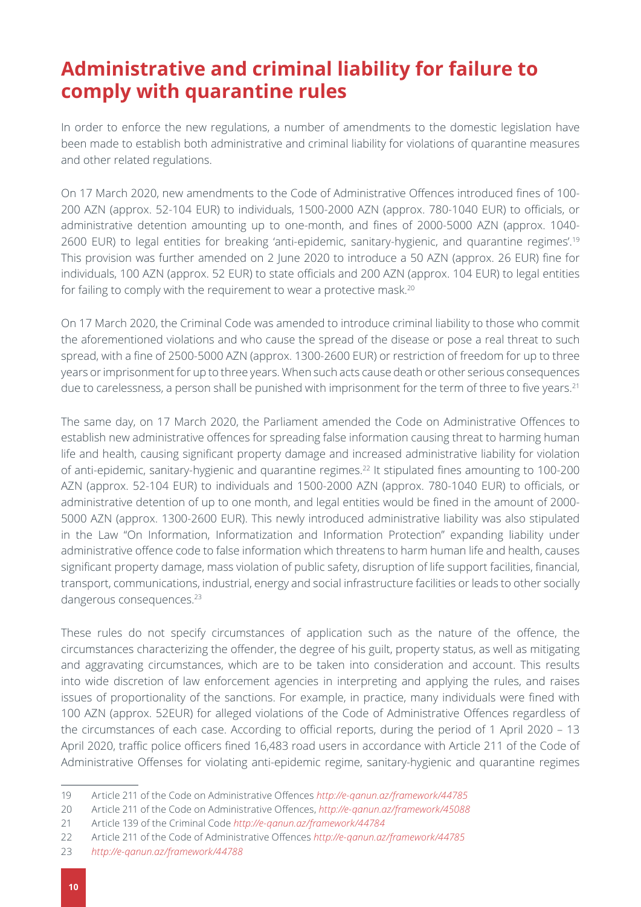## Administrative and criminal liability for failure to comply with quarantine rules

In order to enforce the new regulations, a number of amendments to the domestic legislation have been made to establish both administrative and criminal liability for violations of quarantine measures and other related regulations.

On 17 March 2020, new amendments to the Code of Administrative Offences introduced fines of 100-200 AZN (approx. 52-104 EUR) to individuals, 1500-2000 AZN (approx. 780-1040 EUR) to officials, or administrative detention amounting up to one-month, and fines of 2000-5000 AZN (approx. 1040-2600 EUR) to legal entities for breaking 'anti-epidemic, sanitary-hygienic, and quarantine regimes'.[19] This provision was further amended on 2 June 2020 to introduce a 50 AZN (approx. 26 EUR) fine for individuals, 100 AZN (approx. 52 EUR) to state officials and 200 AZN (approx. 104 EUR) to legal entities for failing to comply with the requirement to wear a protective mask.[20]

On 17 March 2020, the Criminal Code was amended to introduce criminal liability to those who commit the aforementioned violations and who cause the spread of the disease or pose a real threat to such spread, with a fine of 2500-5000 AZN (approx. 1300-2600 EUR) or restriction of freedom for up to three years or imprisonment for up to three years. When such acts cause death or other serious consequences due to carelessness, a person shall be punished with imprisonment for the term of three to five years.[21]

The same day, on 17 March 2020, the Parliament amended the Code on Administrative Offences to establish new administrative offences for spreading false information causing threat to harming human life and health, causing significant property damage and increased administrative liability for violation of anti-epidemic, sanitary-hygienic and quarantine regimes.[22] It stipulated fines amounting to 100-200 AZN (approx. 52-104 EUR) to individuals and 1500-2000 AZN (approx. 780-1040 EUR) to officials, or administrative detention of up to one month, and legal entities would be fined in the amount of 2000-5000 AZN (approx. 1300-2600 EUR). This newly introduced administrative liability was also stipulated in the Law "On Information, Informatization and Information Protection" expanding liability under administrative offence code to false information which threatens to harm human life and health, causes significant property damage, mass violation of public safety, disruption of life support facilities, financial, transport, communications, industrial, energy and social infrastructure facilities or leads to other socially dangerous consequences.[23]

These rules do not specify circumstances of application such as the nature of the offence, the circumstances characterizing the offender, the degree of his guilt, property status, as well as mitigating and aggravating circumstances, which are to be taken into consideration and account. This results into wide discretion of law enforcement agencies in interpreting and applying the rules, and raises issues of proportionality of the sanctions. For example, in practice, many individuals were fined with 100 AZN (approx. 52EUR) for alleged violations of the Code of Administrative Offences regardless of the circumstances of each case. According to official reports, during the period of 1 April 2020 – 13 April 2020, traffic police officers fined 16,483 road users in accordance with Article 211 of the Code of Administrative Offenses for violating anti-epidemic regime, sanitary-hygienic and quarantine regimes

---

19 Article 211 of the Code on Administrative Offences *http://e-qanun.az/framework/44785*

20 Article 211 of the Code on Administrative Offences, *http://e-qanun.az/framework/45088*

21 Article 139 of the Criminal Code *http://e-qanun.az/framework/44784*

22 Article 211 of the Code of Administrative Offences *http://e-qanun.az/framework/44785*

23 *http://e-qanun.az/framework/44788*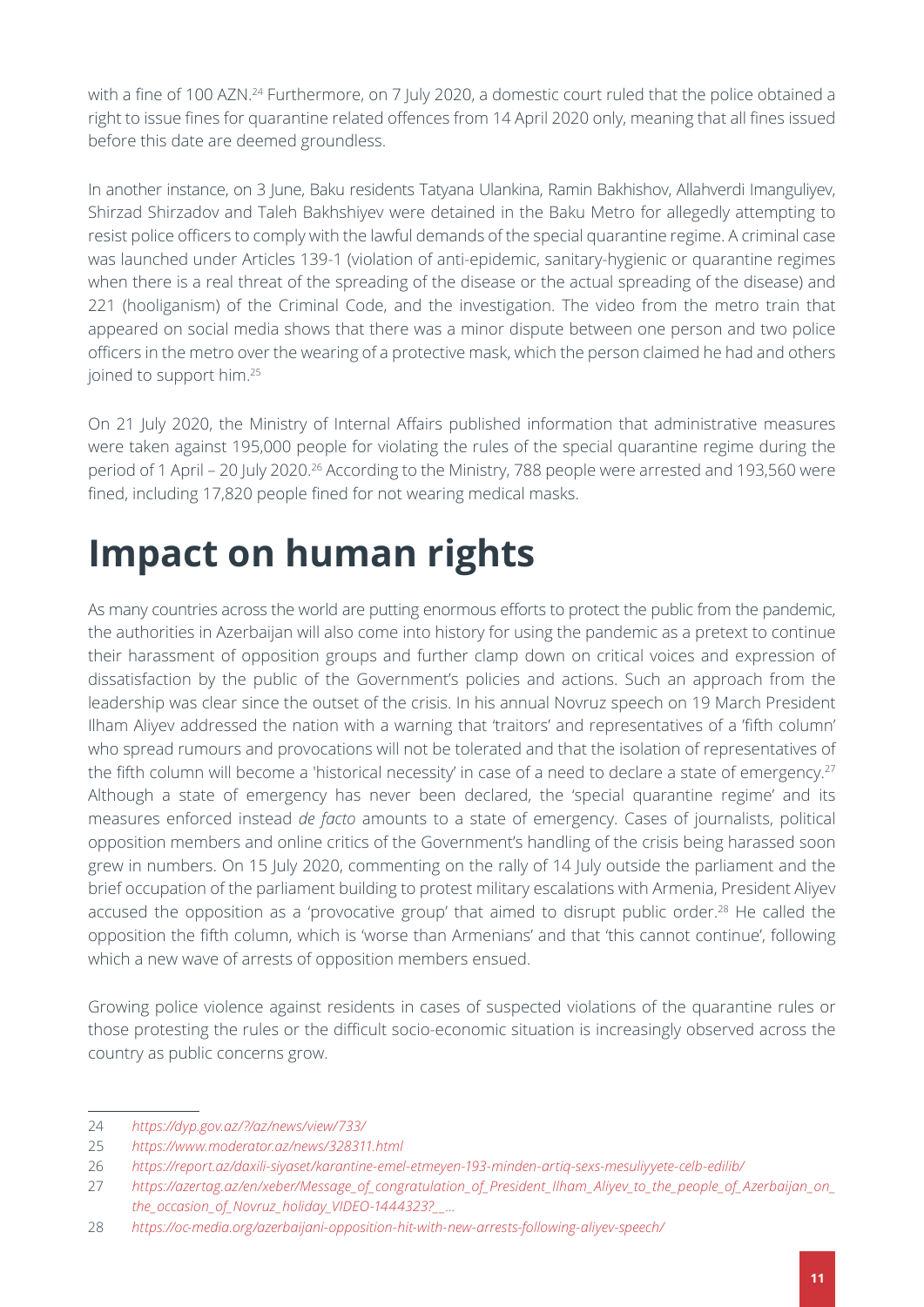with a fine of 100 AZN.[24] Furthermore, on 7 July 2020, a domestic court ruled that the police obtained a right to issue fines for quarantine related offences from 14 April 2020 only, meaning that all fines issued before this date are deemed groundless.

In another instance, on 3 June, Baku residents Tatyana Ulankina, Ramin Bakhishov, Allahverdi Imanguliyev, Shirzad Shirzadov and Taleh Bakhshiyev were detained in the Baku Metro for allegedly attempting to resist police officers to comply with the lawful demands of the special quarantine regime. A criminal case was launched under Articles 139-1 (violation of anti-epidemic, sanitary-hygienic or quarantine regimes when there is a real threat of the spreading of the disease or the actual spreading of the disease) and 221 (hooliganism) of the Criminal Code, and the investigation. The video from the metro train that appeared on social media shows that there was a minor dispute between one person and two police officers in the metro over the wearing of a protective mask, which the person claimed he had and others joined to support him.[25]

On 21 July 2020, the Ministry of Internal Affairs published information that administrative measures were taken against 195,000 people for violating the rules of the special quarantine regime during the period of 1 April – 20 July 2020.[26] According to the Ministry, 788 people were arrested and 193,560 were fined, including 17,820 people fined for not wearing medical masks.

# Impact on human rights

As many countries across the world are putting enormous efforts to protect the public from the pandemic, the authorities in Azerbaijan will also come into history for using the pandemic as a pretext to continue their harassment of opposition groups and further clamp down on critical voices and expression of dissatisfaction by the public of the Government's policies and actions. Such an approach from the leadership was clear since the outset of the crisis. In his annual Novruz speech on 19 March President Ilham Aliyev addressed the nation with a warning that 'traitors' and representatives of a 'fifth column' who spread rumours and provocations will not be tolerated and that the isolation of representatives of the fifth column will become a 'historical necessity' in case of a need to declare a state of emergency.[27] Although a state of emergency has never been declared, the 'special quarantine regime' and its measures enforced instead *de facto* amounts to a state of emergency. Cases of journalists, political opposition members and online critics of the Government's handling of the crisis being harassed soon grew in numbers. On 15 July 2020, commenting on the rally of 14 July outside the parliament and the brief occupation of the parliament building to protest military escalations with Armenia, President Aliyev accused the opposition as a 'provocative group' that aimed to disrupt public order.[28] He called the opposition the fifth column, which is 'worse than Armenians' and that 'this cannot continue', following which a new wave of arrests of opposition members ensued.

Growing police violence against residents in cases of suspected violations of the quarantine rules or those protesting the rules or the difficult socio-economic situation is increasingly observed across the country as public concerns grow.

---

24 *https://dyp.gov.az/?/az/news/view/733/*

25 *https://www.moderator.az/news/328311.html*

26 *https://report.az/daxili-siyaset/karantine-emel-etmeyen-193-minden-artiq-sexs-mesuliyyete-celb-edilib/*

27 *https://azertag.az/en/xeber/Message_of_congratulation_of_President_Ilham_Aliyev_to_the_people_of_Azerbaijan_on_the_occasion_of_Novruz_holiday_VIDEO-1444323?__...*

28 *https://oc-media.org/azerbaijani-opposition-hit-with-new-arrests-following-aliyev-speech/*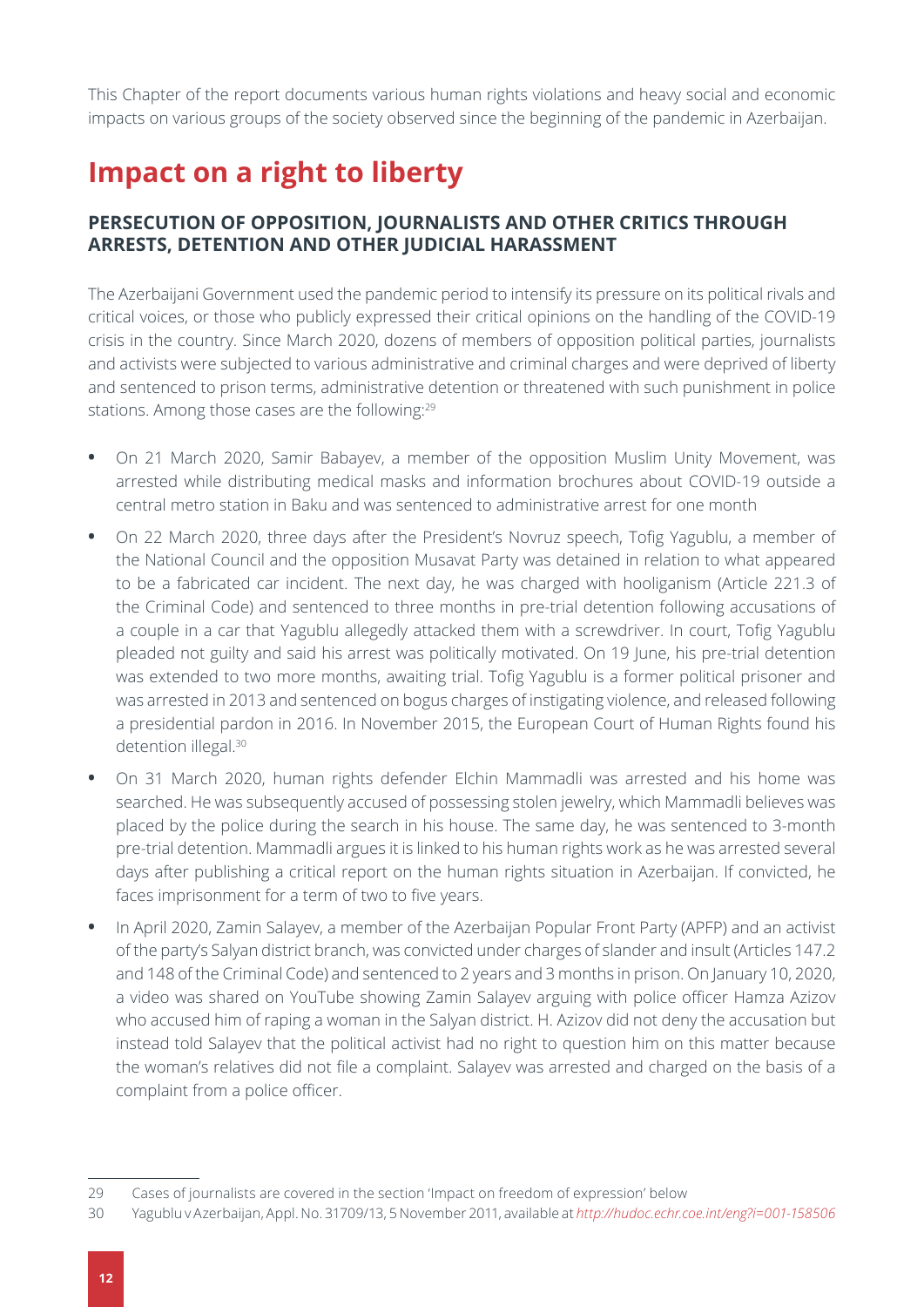This Chapter of the report documents various human rights violations and heavy social and economic impacts on various groups of the society observed since the beginning of the pandemic in Azerbaijan.

# Impact on a right to liberty

### PERSECUTION OF OPPOSITION, JOURNALISTS AND OTHER CRITICS THROUGH ARRESTS, DETENTION AND OTHER JUDICIAL HARASSMENT

The Azerbaijani Government used the pandemic period to intensify its pressure on its political rivals and critical voices, or those who publicly expressed their critical opinions on the handling of the COVID-19 crisis in the country. Since March 2020, dozens of members of opposition political parties, journalists and activists were subjected to various administrative and criminal charges and were deprived of liberty and sentenced to prison terms, administrative detention or threatened with such punishment in police stations. Among those cases are the following:[29]

- On 21 March 2020, Samir Babayev, a member of the opposition Muslim Unity Movement, was arrested while distributing medical masks and information brochures about COVID-19 outside a central metro station in Baku and was sentenced to administrative arrest for one month
- On 22 March 2020, three days after the President's Novruz speech, Tofig Yagublu, a member of the National Council and the opposition Musavat Party was detained in relation to what appeared to be a fabricated car incident. The next day, he was charged with hooliganism (Article 221.3 of the Criminal Code) and sentenced to three months in pre-trial detention following accusations of a couple in a car that Yagublu allegedly attacked them with a screwdriver. In court, Tofig Yagublu pleaded not guilty and said his arrest was politically motivated. On 19 June, his pre-trial detention was extended to two more months, awaiting trial. Tofig Yagublu is a former political prisoner and was arrested in 2013 and sentenced on bogus charges of instigating violence, and released following a presidential pardon in 2016. In November 2015, the European Court of Human Rights found his detention illegal.[30]
- On 31 March 2020, human rights defender Elchin Mammadli was arrested and his home was searched. He was subsequently accused of possessing stolen jewelry, which Mammadli believes was placed by the police during the search in his house. The same day, he was sentenced to 3-month pre-trial detention. Mammadli argues it is linked to his human rights work as he was arrested several days after publishing a critical report on the human rights situation in Azerbaijan. If convicted, he faces imprisonment for a term of two to five years.
- In April 2020, Zamin Salayev, a member of the Azerbaijan Popular Front Party (APFP) and an activist of the party's Salyan district branch, was convicted under charges of slander and insult (Articles 147.2 and 148 of the Criminal Code) and sentenced to 2 years and 3 months in prison. On January 10, 2020, a video was shared on YouTube showing Zamin Salayev arguing with police officer Hamza Azizov who accused him of raping a woman in the Salyan district. H. Azizov did not deny the accusation but instead told Salayev that the political activist had no right to question him on this matter because the woman's relatives did not file a complaint. Salayev was arrested and charged on the basis of a complaint from a police officer.

---

29 Cases of journalists are covered in the section 'Impact on freedom of expression' below

30 Yagublu v Azerbaijan, Appl. No. 31709/13, 5 November 2011, available at *http://hudoc.echr.coe.int/eng?i=001-158506*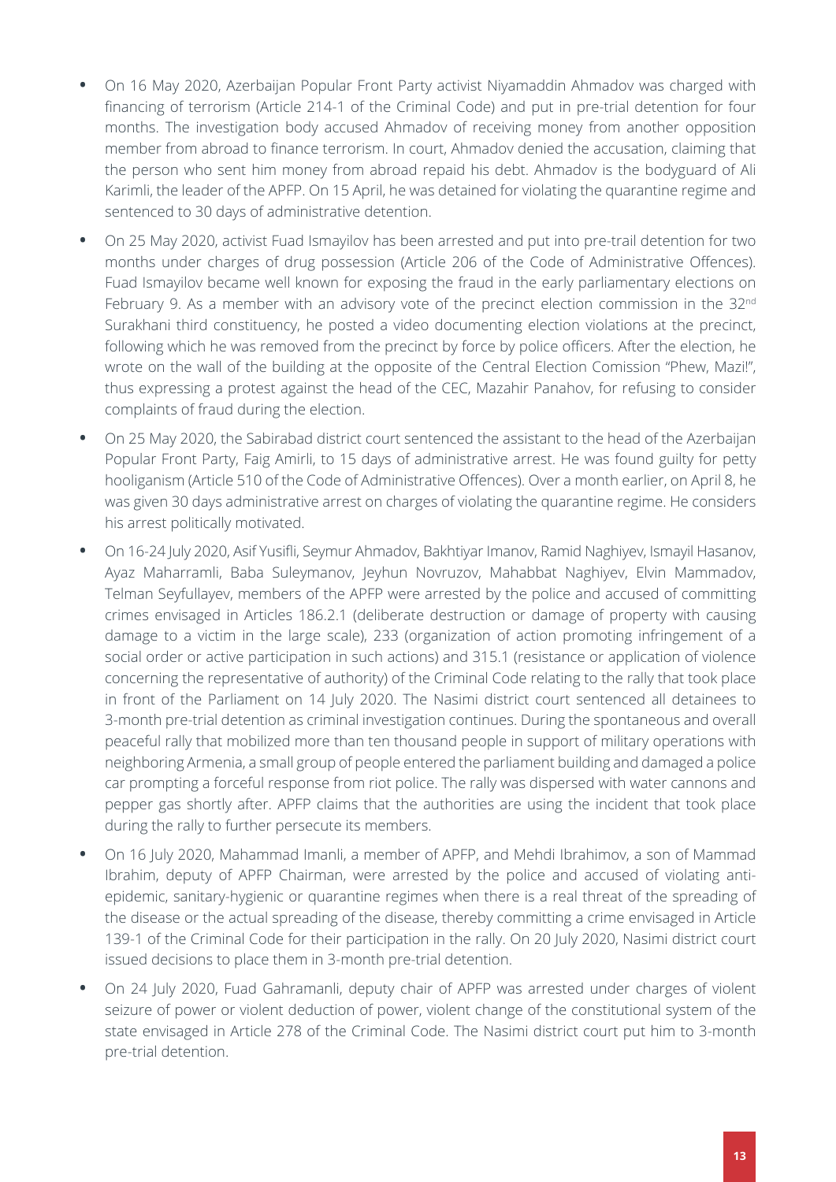- On 16 May 2020, Azerbaijan Popular Front Party activist Niyamaddin Ahmadov was charged with financing of terrorism (Article 214-1 of the Criminal Code) and put in pre-trial detention for four months. The investigation body accused Ahmadov of receiving money from another opposition member from abroad to finance terrorism. In court, Ahmadov denied the accusation, claiming that the person who sent him money from abroad repaid his debt. Ahmadov is the bodyguard of Ali Karimli, the leader of the APFP. On 15 April, he was detained for violating the quarantine regime and sentenced to 30 days of administrative detention.
- On 25 May 2020, activist Fuad Ismayilov has been arrested and put into pre-trail detention for two months under charges of drug possession (Article 206 of the Code of Administrative Offences). Fuad Ismayilov became well known for exposing the fraud in the early parliamentary elections on February 9. As a member with an advisory vote of the precinct election commission in the 32nd Surakhani third constituency, he posted a video documenting election violations at the precinct, following which he was removed from the precinct by force by police officers. After the election, he wrote on the wall of the building at the opposite of the Central Election Comission "Phew, Mazi!", thus expressing a protest against the head of the CEC, Mazahir Panahov, for refusing to consider complaints of fraud during the election.
- On 25 May 2020, the Sabirabad district court sentenced the assistant to the head of the Azerbaijan Popular Front Party, Faig Amirli, to 15 days of administrative arrest. He was found guilty for petty hooliganism (Article 510 of the Code of Administrative Offences). Over a month earlier, on April 8, he was given 30 days administrative arrest on charges of violating the quarantine regime. He considers his arrest politically motivated.
- On 16-24 July 2020, Asif Yusifli, Seymur Ahmadov, Bakhtiyar Imanov, Ramid Naghiyev, Ismayil Hasanov, Ayaz Maharramli, Baba Suleymanov, Jeyhun Novruzov, Mahabbat Naghiyev, Elvin Mammadov, Telman Seyfullayev, members of the APFP were arrested by the police and accused of committing crimes envisaged in Articles 186.2.1 (deliberate destruction or damage of property with causing damage to a victim in the large scale), 233 (organization of action promoting infringement of a social order or active participation in such actions) and 315.1 (resistance or application of violence concerning the representative of authority) of the Criminal Code relating to the rally that took place in front of the Parliament on 14 July 2020. The Nasimi district court sentenced all detainees to 3-month pre-trial detention as criminal investigation continues. During the spontaneous and overall peaceful rally that mobilized more than ten thousand people in support of military operations with neighboring Armenia, a small group of people entered the parliament building and damaged a police car prompting a forceful response from riot police. The rally was dispersed with water cannons and pepper gas shortly after. APFP claims that the authorities are using the incident that took place during the rally to further persecute its members.
- On 16 July 2020, Mahammad Imanli, a member of APFP, and Mehdi Ibrahimov, a son of Mammad Ibrahim, deputy of APFP Chairman, were arrested by the police and accused of violating anti-epidemic, sanitary-hygienic or quarantine regimes when there is a real threat of the spreading of the disease or the actual spreading of the disease, thereby committing a crime envisaged in Article 139-1 of the Criminal Code for their participation in the rally. On 20 July 2020, Nasimi district court issued decisions to place them in 3-month pre-trial detention.
- On 24 July 2020, Fuad Gahramanli, deputy chair of APFP was arrested under charges of violent seizure of power or violent deduction of power, violent change of the constitutional system of the state envisaged in Article 278 of the Criminal Code. The Nasimi district court put him to 3-month pre-trial detention.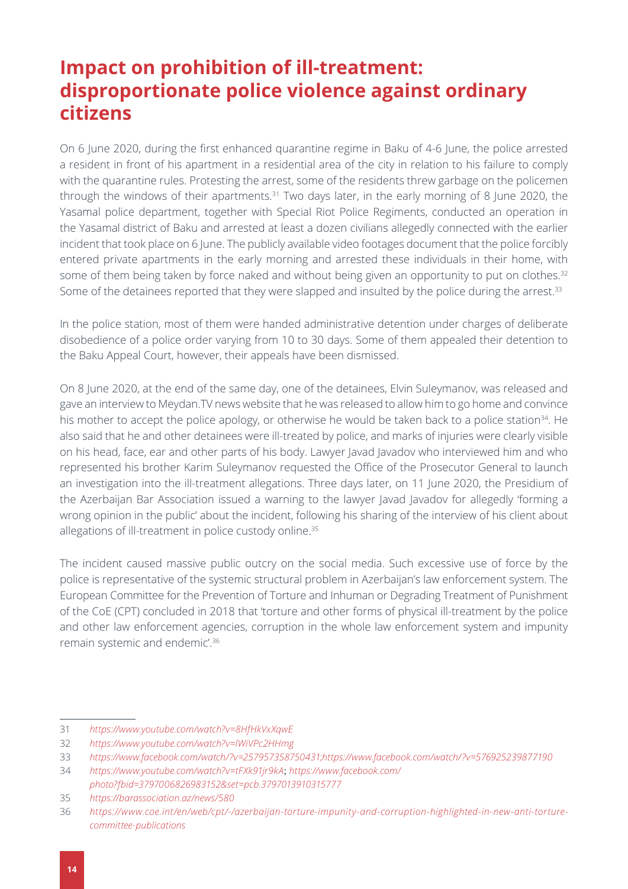# Impact on prohibition of ill-treatment: disproportionate police violence against ordinary citizens

On 6 June 2020, during the first enhanced quarantine regime in Baku of 4-6 June, the police arrested a resident in front of his apartment in a residential area of the city in relation to his failure to comply with the quarantine rules. Protesting the arrest, some of the residents threw garbage on the policemen through the windows of their apartments.[31] Two days later, in the early morning of 8 June 2020, the Yasamal police department, together with Special Riot Police Regiments, conducted an operation in the Yasamal district of Baku and arrested at least a dozen civilians allegedly connected with the earlier incident that took place on 6 June. The publicly available video footages document that the police forcibly entered private apartments in the early morning and arrested these individuals in their home, with some of them being taken by force naked and without being given an opportunity to put on clothes.[32] Some of the detainees reported that they were slapped and insulted by the police during the arrest.[33]

In the police station, most of them were handed administrative detention under charges of deliberate disobedience of a police order varying from 10 to 30 days. Some of them appealed their detention to the Baku Appeal Court, however, their appeals have been dismissed.

On 8 June 2020, at the end of the same day, one of the detainees, Elvin Suleymanov, was released and gave an interview to Meydan.TV news website that he was released to allow him to go home and convince his mother to accept the police apology, or otherwise he would be taken back to a police station[34]. He also said that he and other detainees were ill-treated by police, and marks of injuries were clearly visible on his head, face, ear and other parts of his body. Lawyer Javad Javadov who interviewed him and who represented his brother Karim Suleymanov requested the Office of the Prosecutor General to launch an investigation into the ill-treatment allegations. Three days later, on 11 June 2020, the Presidium of the Azerbaijan Bar Association issued a warning to the lawyer Javad Javadov for allegedly 'forming a wrong opinion in the public' about the incident, following his sharing of the interview of his client about allegations of ill-treatment in police custody online.[35]

The incident caused massive public outcry on the social media. Such excessive use of force by the police is representative of the systemic structural problem in Azerbaijan's law enforcement system. The European Committee for the Prevention of Torture and Inhuman or Degrading Treatment of Punishment of the CoE (CPT) concluded in 2018 that 'torture and other forms of physical ill-treatment by the police and other law enforcement agencies, corruption in the whole law enforcement system and impunity remain systemic and endemic'.[36]

---

31 *https://www.youtube.com/watch?v=8HfHkVxXqwE*

32 *https://www.youtube.com/watch?v=lWiVPc2HHmg*

33 *https://www.facebook.com/watch/?v=257957358750431;https://www.facebook.com/watch/?v=576925239877190*

34 *https://www.youtube.com/watch?v=tFXk91jr9kA*; *https://www.facebook.com/photo?fbid=3797006826983152&set=pcb.3797013910315777*

35 *https://barassociation.az/news/580*

36 *https://www.coe.int/en/web/cpt/-/azerbaijan-torture-impunity-and-corruption-highlighted-in-new-anti-torture-committee-publications*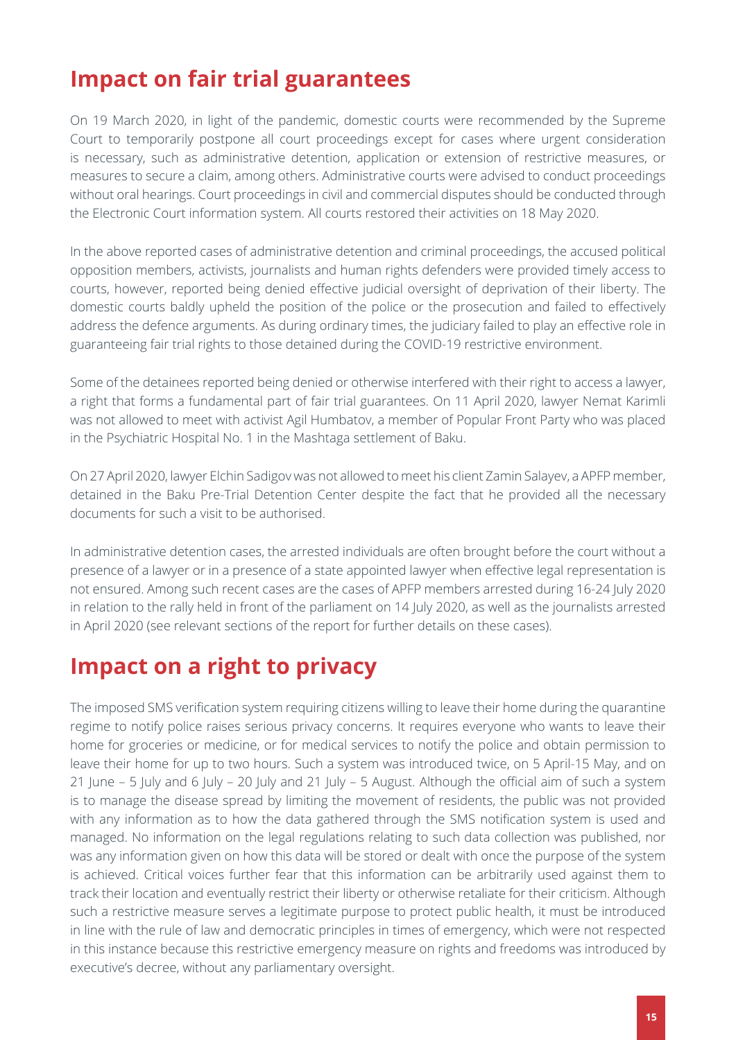## Impact on fair trial guarantees

On 19 March 2020, in light of the pandemic, domestic courts were recommended by the Supreme Court to temporarily postpone all court proceedings except for cases where urgent consideration is necessary, such as administrative detention, application or extension of restrictive measures, or measures to secure a claim, among others. Administrative courts were advised to conduct proceedings without oral hearings. Court proceedings in civil and commercial disputes should be conducted through the Electronic Court information system. All courts restored their activities on 18 May 2020.

In the above reported cases of administrative detention and criminal proceedings, the accused political opposition members, activists, journalists and human rights defenders were provided timely access to courts, however, reported being denied effective judicial oversight of deprivation of their liberty. The domestic courts baldly upheld the position of the police or the prosecution and failed to effectively address the defence arguments. As during ordinary times, the judiciary failed to play an effective role in guaranteeing fair trial rights to those detained during the COVID-19 restrictive environment.

Some of the detainees reported being denied or otherwise interfered with their right to access a lawyer, a right that forms a fundamental part of fair trial guarantees. On 11 April 2020, lawyer Nemat Karimli was not allowed to meet with activist Agil Humbatov, a member of Popular Front Party who was placed in the Psychiatric Hospital No. 1 in the Mashtaga settlement of Baku.

On 27 April 2020, lawyer Elchin Sadigov was not allowed to meet his client Zamin Salayev, a APFP member, detained in the Baku Pre-Trial Detention Center despite the fact that he provided all the necessary documents for such a visit to be authorised.

In administrative detention cases, the arrested individuals are often brought before the court without a presence of a lawyer or in a presence of a state appointed lawyer when effective legal representation is not ensured. Among such recent cases are the cases of APFP members arrested during 16-24 July 2020 in relation to the rally held in front of the parliament on 14 July 2020, as well as the journalists arrested in April 2020 (see relevant sections of the report for further details on these cases).

## Impact on a right to privacy

The imposed SMS verification system requiring citizens willing to leave their home during the quarantine regime to notify police raises serious privacy concerns. It requires everyone who wants to leave their home for groceries or medicine, or for medical services to notify the police and obtain permission to leave their home for up to two hours. Such a system was introduced twice, on 5 April-15 May, and on 21 June – 5 July and 6 July – 20 July and 21 July – 5 August. Although the official aim of such a system is to manage the disease spread by limiting the movement of residents, the public was not provided with any information as to how the data gathered through the SMS notification system is used and managed. No information on the legal regulations relating to such data collection was published, nor was any information given on how this data will be stored or dealt with once the purpose of the system is achieved. Critical voices further fear that this information can be arbitrarily used against them to track their location and eventually restrict their liberty or otherwise retaliate for their criticism. Although such a restrictive measure serves a legitimate purpose to protect public health, it must be introduced in line with the rule of law and democratic principles in times of emergency, which were not respected in this instance because this restrictive emergency measure on rights and freedoms was introduced by executive's decree, without any parliamentary oversight.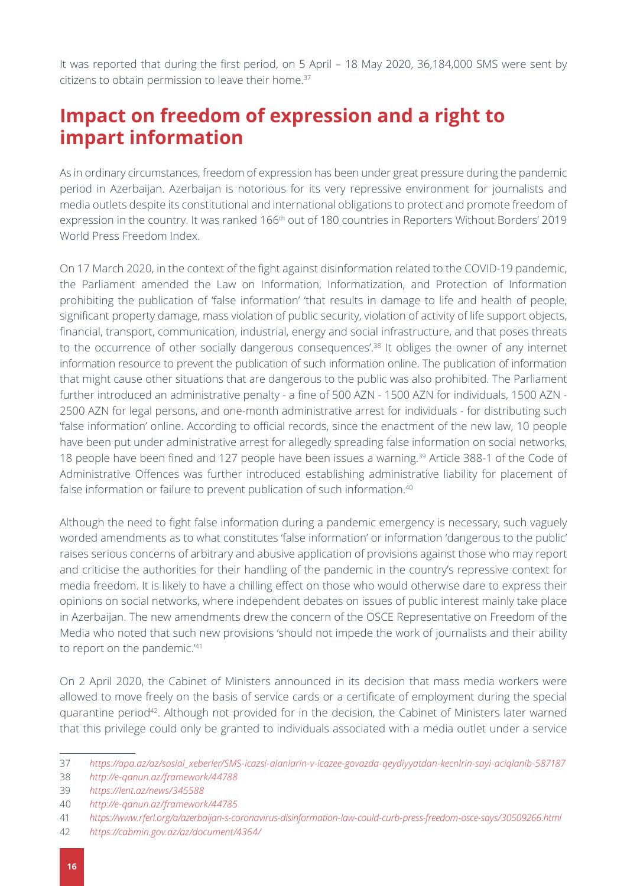It was reported that during the first period, on 5 April – 18 May 2020, 36,184,000 SMS were sent by citizens to obtain permission to leave their home.[37]

## Impact on freedom of expression and a right to impart information

As in ordinary circumstances, freedom of expression has been under great pressure during the pandemic period in Azerbaijan. Azerbaijan is notorious for its very repressive environment for journalists and media outlets despite its constitutional and international obligations to protect and promote freedom of expression in the country. It was ranked 166th out of 180 countries in Reporters Without Borders' 2019 World Press Freedom Index.

On 17 March 2020, in the context of the fight against disinformation related to the COVID-19 pandemic, the Parliament amended the Law on Information, Informatization, and Protection of Information prohibiting the publication of 'false information' 'that results in damage to life and health of people, significant property damage, mass violation of public security, violation of activity of life support objects, financial, transport, communication, industrial, energy and social infrastructure, and that poses threats to the occurrence of other socially dangerous consequences'.[38] It obliges the owner of any internet information resource to prevent the publication of such information online. The publication of information that might cause other situations that are dangerous to the public was also prohibited. The Parliament further introduced an administrative penalty - a fine of 500 AZN - 1500 AZN for individuals, 1500 AZN - 2500 AZN for legal persons, and one-month administrative arrest for individuals - for distributing such 'false information' online. According to official records, since the enactment of the new law, 10 people have been put under administrative arrest for allegedly spreading false information on social networks, 18 people have been fined and 127 people have been issues a warning.[39] Article 388-1 of the Code of Administrative Offences was further introduced establishing administrative liability for placement of false information or failure to prevent publication of such information.[40]

Although the need to fight false information during a pandemic emergency is necessary, such vaguely worded amendments as to what constitutes 'false information' or information 'dangerous to the public' raises serious concerns of arbitrary and abusive application of provisions against those who may report and criticise the authorities for their handling of the pandemic in the country's repressive context for media freedom. It is likely to have a chilling effect on those who would otherwise dare to express their opinions on social networks, where independent debates on issues of public interest mainly take place in Azerbaijan. The new amendments drew the concern of the OSCE Representative on Freedom of the Media who noted that such new provisions 'should not impede the work of journalists and their ability to report on the pandemic.'[41]

On 2 April 2020, the Cabinet of Ministers announced in its decision that mass media workers were allowed to move freely on the basis of service cards or a certificate of employment during the special quarantine period[42]. Although not provided for in the decision, the Cabinet of Ministers later warned that this privilege could only be granted to individuals associated with a media outlet under a service

---

37 *https://apa.az/az/sosial_xeberler/SMS-icazsi-alanlarin-v-icazee-govazda-qeydiyyatdan-kecnlrin-sayi-aciqlanib-587187*

38 *http://e-qanun.az/framework/44788*

39 *https://lent.az/news/345588*

40 *http://e-qanun.az/framework/44785*

41 *https://www.rferl.org/a/azerbaijan-s-coronavirus-disinformation-law-could-curb-press-freedom-osce-says/30509266.html*

42 *https://cabmin.gov.az/az/document/4364/*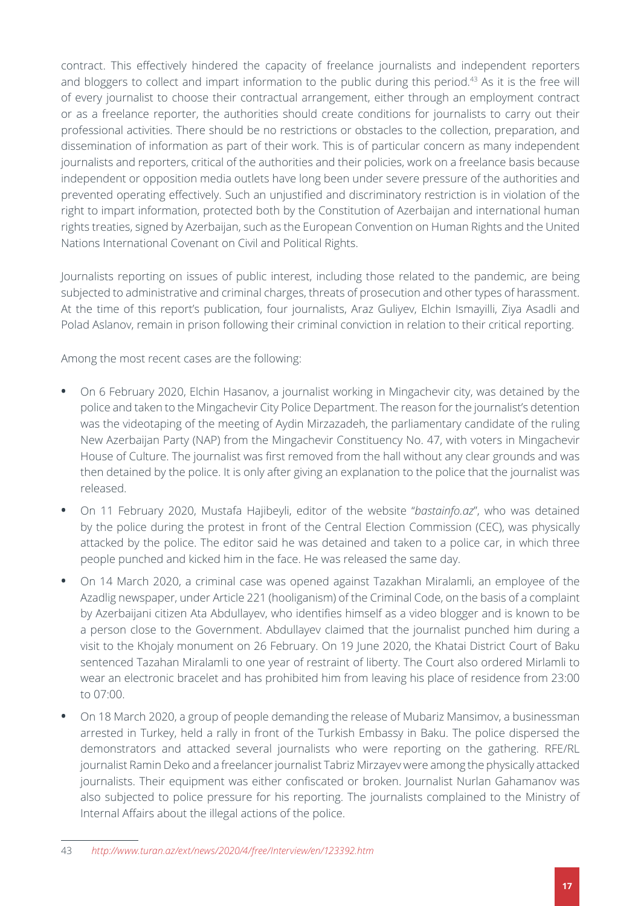contract. This effectively hindered the capacity of freelance journalists and independent reporters and bloggers to collect and impart information to the public during this period.[43] As it is the free will of every journalist to choose their contractual arrangement, either through an employment contract or as a freelance reporter, the authorities should create conditions for journalists to carry out their professional activities. There should be no restrictions or obstacles to the collection, preparation, and dissemination of information as part of their work. This is of particular concern as many independent journalists and reporters, critical of the authorities and their policies, work on a freelance basis because independent or opposition media outlets have long been under severe pressure of the authorities and prevented operating effectively. Such an unjustified and discriminatory restriction is in violation of the right to impart information, protected both by the Constitution of Azerbaijan and international human rights treaties, signed by Azerbaijan, such as the European Convention on Human Rights and the United Nations International Covenant on Civil and Political Rights.

Journalists reporting on issues of public interest, including those related to the pandemic, are being subjected to administrative and criminal charges, threats of prosecution and other types of harassment. At the time of this report's publication, four journalists, Araz Guliyev, Elchin Ismayilli, Ziya Asadli and Polad Aslanov, remain in prison following their criminal conviction in relation to their critical reporting.

Among the most recent cases are the following:

- On 6 February 2020, Elchin Hasanov, a journalist working in Mingachevir city, was detained by the police and taken to the Mingachevir City Police Department. The reason for the journalist's detention was the videotaping of the meeting of Aydin Mirzazadeh, the parliamentary candidate of the ruling New Azerbaijan Party (NAP) from the Mingachevir Constituency No. 47, with voters in Mingachevir House of Culture. The journalist was first removed from the hall without any clear grounds and was then detained by the police. It is only after giving an explanation to the police that the journalist was released.
- On 11 February 2020, Mustafa Hajibeyli, editor of the website "*bastainfo.az*", who was detained by the police during the protest in front of the Central Election Commission (CEC), was physically attacked by the police. The editor said he was detained and taken to a police car, in which three people punched and kicked him in the face. He was released the same day.
- On 14 March 2020, a criminal case was opened against Tazakhan Miralamli, an employee of the Azadlig newspaper, under Article 221 (hooliganism) of the Criminal Code, on the basis of a complaint by Azerbaijani citizen Ata Abdullayev, who identifies himself as a video blogger and is known to be a person close to the Government. Abdullayev claimed that the journalist punched him during a visit to the Khojaly monument on 26 February. On 19 June 2020, the Khatai District Court of Baku sentenced Tazahan Miralamli to one year of restraint of liberty. The Court also ordered Mirlamli to wear an electronic bracelet and has prohibited him from leaving his place of residence from 23:00 to 07:00.
- On 18 March 2020, a group of people demanding the release of Mubariz Mansimov, a businessman arrested in Turkey, held a rally in front of the Turkish Embassy in Baku. The police dispersed the demonstrators and attacked several journalists who were reporting on the gathering. RFE/RL journalist Ramin Deko and a freelancer journalist Tabriz Mirzayev were among the physically attacked journalists. Their equipment was either confiscated or broken. Journalist Nurlan Gahamanov was also subjected to police pressure for his reporting. The journalists complained to the Ministry of Internal Affairs about the illegal actions of the police.

43 *http://www.turan.az/ext/news/2020/4/free/Interview/en/123392.htm*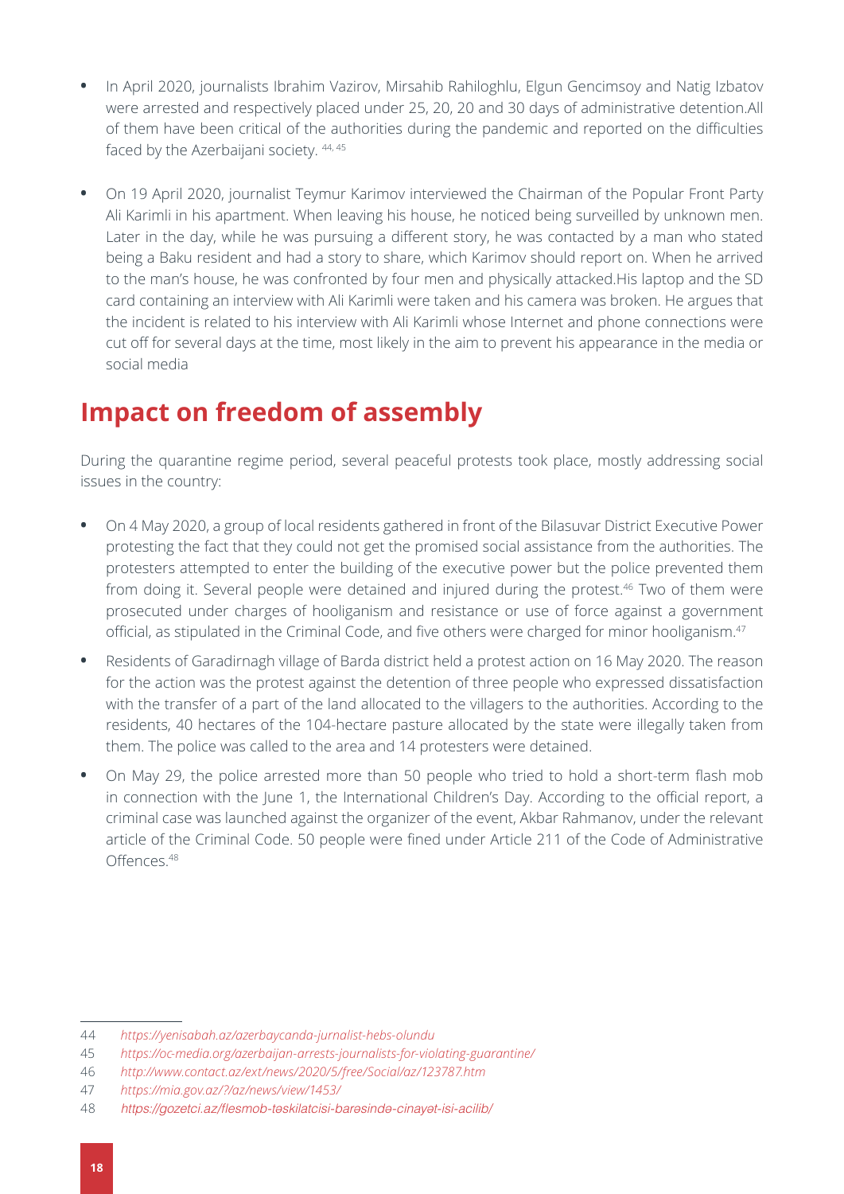- In April 2020, journalists Ibrahim Vazirov, Mirsahib Rahiloghlu, Elgun Gencimsoy and Natig Izbatov were arrested and respectively placed under 25, 20, 20 and 30 days of administrative detention.All of them have been critical of the authorities during the pandemic and reported on the difficulties faced by the Azerbaijani society. [44, 45]

- On 19 April 2020, journalist Teymur Karimov interviewed the Chairman of the Popular Front Party Ali Karimli in his apartment. When leaving his house, he noticed being surveilled by unknown men. Later in the day, while he was pursuing a different story, he was contacted by a man who stated being a Baku resident and had a story to share, which Karimov should report on. When he arrived to the man's house, he was confronted by four men and physically attacked.His laptop and the SD card containing an interview with Ali Karimli were taken and his camera was broken. He argues that the incident is related to his interview with Ali Karimli whose Internet and phone connections were cut off for several days at the time, most likely in the aim to prevent his appearance in the media or social media

## Impact on freedom of assembly

During the quarantine regime period, several peaceful protests took place, mostly addressing social issues in the country:

- On 4 May 2020, a group of local residents gathered in front of the Bilasuvar District Executive Power protesting the fact that they could not get the promised social assistance from the authorities. The protesters attempted to enter the building of the executive power but the police prevented them from doing it. Several people were detained and injured during the protest.[46] Two of them were prosecuted under charges of hooliganism and resistance or use of force against a government official, as stipulated in the Criminal Code, and five others were charged for minor hooliganism.[47]

- Residents of Garadirnagh village of Barda district held a protest action on 16 May 2020. The reason for the action was the protest against the detention of three people who expressed dissatisfaction with the transfer of a part of the land allocated to the villagers to the authorities. According to the residents, 40 hectares of the 104-hectare pasture allocated by the state were illegally taken from them. The police was called to the area and 14 protesters were detained.

- On May 29, the police arrested more than 50 people who tried to hold a short-term flash mob in connection with the June 1, the International Children's Day. According to the official report, a criminal case was launched against the organizer of the event, Akbar Rahmanov, under the relevant article of the Criminal Code. 50 people were fined under Article 211 of the Code of Administrative Offences.[48]

---

44 *https://yenisabah.az/azerbaycanda-jurnalist-hebs-olundu*

45 *https://oc-media.org/azerbaijan-arrests-journalists-for-violating-quarantine/*

46 *http://www.contact.az/ext/news/2020/5/free/Social/az/123787.htm*

47 *https://mia.gov.az/?/az/news/view/1453/*

48 *https://gozetci.az/flesmob-təskilatcisi-barəsində-cinayət-isi-acilib/*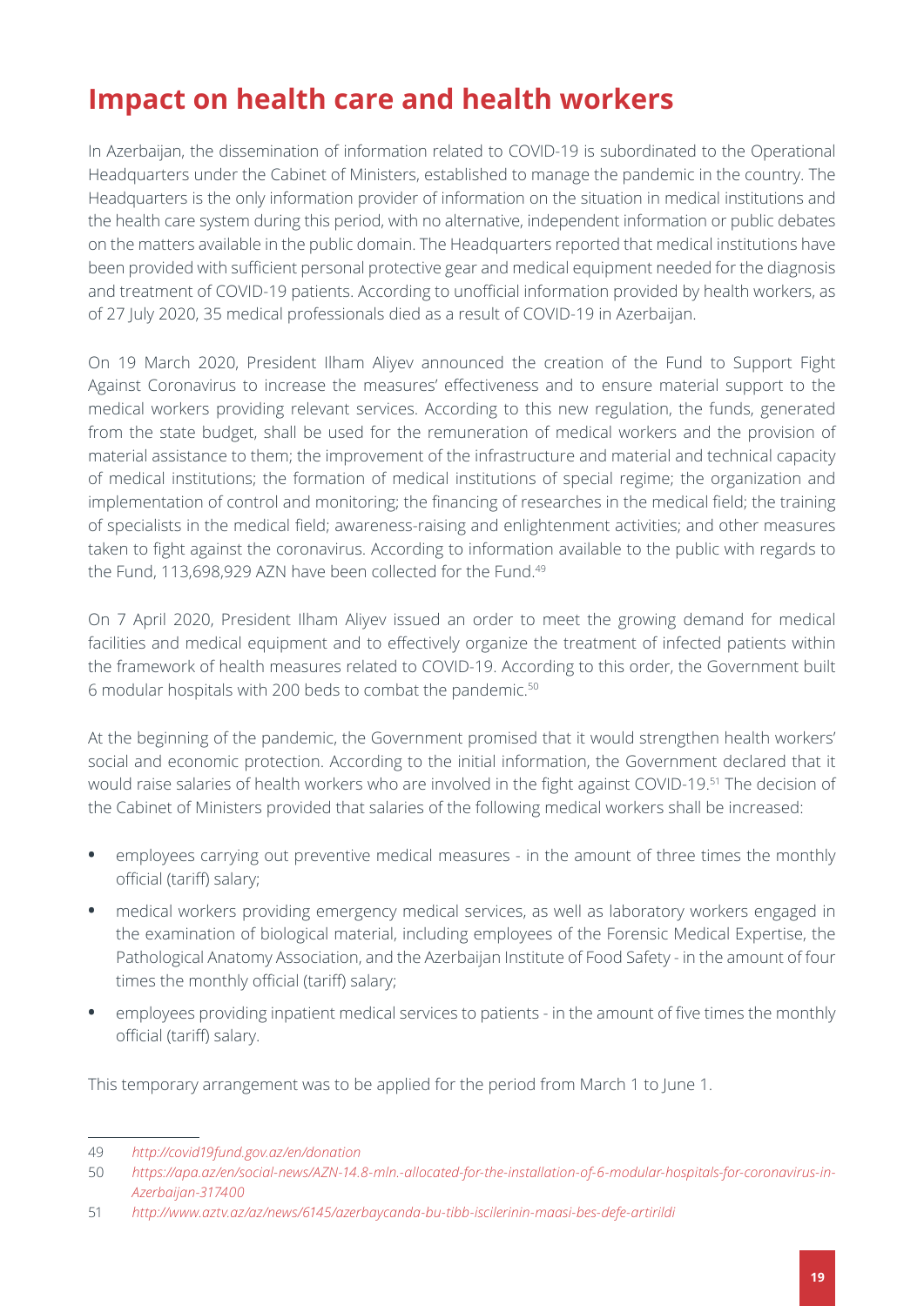## Impact on health care and health workers

In Azerbaijan, the dissemination of information related to COVID-19 is subordinated to the Operational Headquarters under the Cabinet of Ministers, established to manage the pandemic in the country. The Headquarters is the only information provider of information on the situation in medical institutions and the health care system during this period, with no alternative, independent information or public debates on the matters available in the public domain. The Headquarters reported that medical institutions have been provided with sufficient personal protective gear and medical equipment needed for the diagnosis and treatment of COVID-19 patients. According to unofficial information provided by health workers, as of 27 July 2020, 35 medical professionals died as a result of COVID-19 in Azerbaijan.

On 19 March 2020, President Ilham Aliyev announced the creation of the Fund to Support Fight Against Coronavirus to increase the measures' effectiveness and to ensure material support to the medical workers providing relevant services. According to this new regulation, the funds, generated from the state budget, shall be used for the remuneration of medical workers and the provision of material assistance to them; the improvement of the infrastructure and material and technical capacity of medical institutions; the formation of medical institutions of special regime; the organization and implementation of control and monitoring; the financing of researches in the medical field; the training of specialists in the medical field; awareness-raising and enlightenment activities; and other measures taken to fight against the coronavirus. According to information available to the public with regards to the Fund, 113,698,929 AZN have been collected for the Fund.[49]

On 7 April 2020, President Ilham Aliyev issued an order to meet the growing demand for medical facilities and medical equipment and to effectively organize the treatment of infected patients within the framework of health measures related to COVID-19. According to this order, the Government built 6 modular hospitals with 200 beds to combat the pandemic.[50]

At the beginning of the pandemic, the Government promised that it would strengthen health workers' social and economic protection. According to the initial information, the Government declared that it would raise salaries of health workers who are involved in the fight against COVID-19.[51] The decision of the Cabinet of Ministers provided that salaries of the following medical workers shall be increased:

- employees carrying out preventive medical measures - in the amount of three times the monthly official (tariff) salary;
- medical workers providing emergency medical services, as well as laboratory workers engaged in the examination of biological material, including employees of the Forensic Medical Expertise, the Pathological Anatomy Association, and the Azerbaijan Institute of Food Safety - in the amount of four times the monthly official (tariff) salary;
- employees providing inpatient medical services to patients - in the amount of five times the monthly official (tariff) salary.

This temporary arrangement was to be applied for the period from March 1 to June 1.

---

49 *http://covid19fund.gov.az/en/donation*

50 *https://apa.az/en/social-news/AZN-14.8-mln.-allocated-for-the-installation-of-6-modular-hospitals-for-coronavirus-in-Azerbaijan-317400*

51 *http://www.aztv.az/az/news/6145/azerbaycanda-bu-tibb-iscilerinin-maasi-bes-defe-artirildi*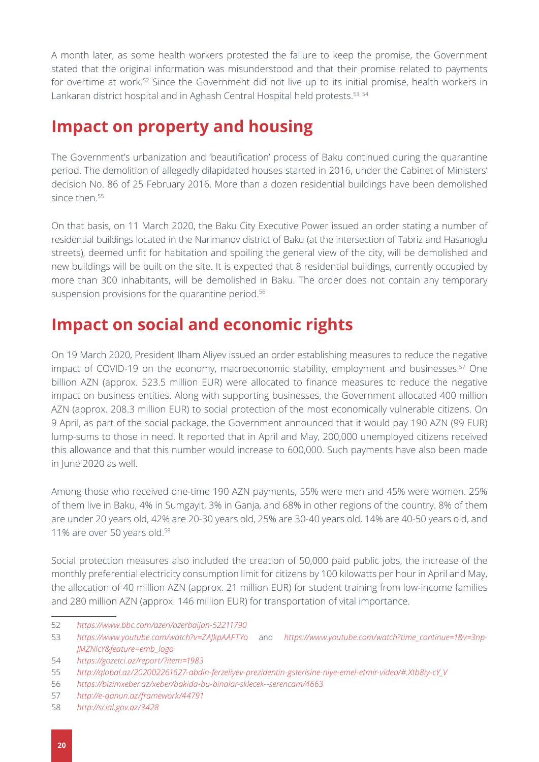A month later, as some health workers protested the failure to keep the promise, the Government stated that the original information was misunderstood and that their promise related to payments for overtime at work.[52] Since the Government did not live up to its initial promise, health workers in Lankaran district hospital and in Aghash Central Hospital held protests.[53, 54]

## Impact on property and housing

The Government's urbanization and 'beautification' process of Baku continued during the quarantine period. The demolition of allegedly dilapidated houses started in 2016, under the Cabinet of Ministers' decision No. 86 of 25 February 2016. More than a dozen residential buildings have been demolished since then.[55]

On that basis, on 11 March 2020, the Baku City Executive Power issued an order stating a number of residential buildings located in the Narimanov district of Baku (at the intersection of Tabriz and Hasanoglu streets), deemed unfit for habitation and spoiling the general view of the city, will be demolished and new buildings will be built on the site. It is expected that 8 residential buildings, currently occupied by more than 300 inhabitants, will be demolished in Baku. The order does not contain any temporary suspension provisions for the quarantine period.[56]

## Impact on social and economic rights

On 19 March 2020, President Ilham Aliyev issued an order establishing measures to reduce the negative impact of COVID-19 on the economy, macroeconomic stability, employment and businesses.[57] One billion AZN (approx. 523.5 million EUR) were allocated to finance measures to reduce the negative impact on business entities. Along with supporting businesses, the Government allocated 400 million AZN (approx. 208.3 million EUR) to social protection of the most economically vulnerable citizens. On 9 April, as part of the social package, the Government announced that it would pay 190 AZN (99 EUR) lump-sums to those in need. It reported that in April and May, 200,000 unemployed citizens received this allowance and that this number would increase to 600,000. Such payments have also been made in June 2020 as well.

Among those who received one-time 190 AZN payments, 55% were men and 45% were women. 25% of them live in Baku, 4% in Sumgayit, 3% in Ganja, and 68% in other regions of the country. 8% of them are under 20 years old, 42% are 20-30 years old, 25% are 30-40 years old, 14% are 40-50 years old, and 11% are over 50 years old.[58]

Social protection measures also included the creation of 50,000 paid public jobs, the increase of the monthly preferential electricity consumption limit for citizens by 100 kilowatts per hour in April and May, the allocation of 40 million AZN (approx. 21 million EUR) for student training from low-income families and 280 million AZN (approx. 146 million EUR) for transportation of vital importance.

---

52 *https://www.bbc.com/azeri/azerbaijan-52211790*

53 *https://www.youtube.com/watch?v=ZAJkpAAFTYo* and *https://www.youtube.com/watch?time_continue=1&v=3np-JMZNlcY&feature=emb_logo*

54 *https://gozetci.az/report/?item=1983*

55 *http://qlobal.az/202002261627-abdin-ferzeliyev-prezidentin-gsterisine-niye-emel-etmir-video/#.Xtb8iy-cY_V*

56 *https://bizimxeber.az/xeber/bakida-bu-binalar-sklecek--serencam/4663*

57 *http://e-qanun.az/framework/44791*

58 *http://scial.gov.az/3428*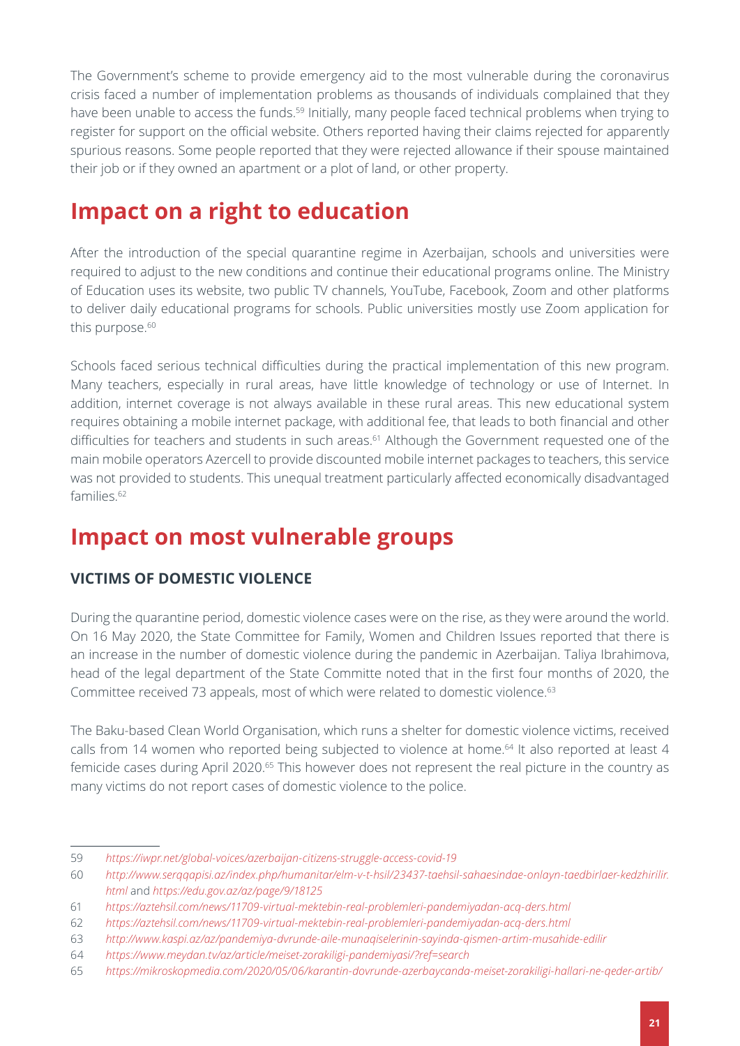The Government's scheme to provide emergency aid to the most vulnerable during the coronavirus crisis faced a number of implementation problems as thousands of individuals complained that they have been unable to access the funds.[59] Initially, many people faced technical problems when trying to register for support on the official website. Others reported having their claims rejected for apparently spurious reasons. Some people reported that they were rejected allowance if their spouse maintained their job or if they owned an apartment or a plot of land, or other property.

## Impact on a right to education

After the introduction of the special quarantine regime in Azerbaijan, schools and universities were required to adjust to the new conditions and continue their educational programs online. The Ministry of Education uses its website, two public TV channels, YouTube, Facebook, Zoom and other platforms to deliver daily educational programs for schools. Public universities mostly use Zoom application for this purpose.[60]

Schools faced serious technical difficulties during the practical implementation of this new program. Many teachers, especially in rural areas, have little knowledge of technology or use of Internet. In addition, internet coverage is not always available in these rural areas. This new educational system requires obtaining a mobile internet package, with additional fee, that leads to both financial and other difficulties for teachers and students in such areas.[61] Although the Government requested one of the main mobile operators Azercell to provide discounted mobile internet packages to teachers, this service was not provided to students. This unequal treatment particularly affected economically disadvantaged families.[62]

## Impact on most vulnerable groups

### VICTIMS OF DOMESTIC VIOLENCE

During the quarantine period, domestic violence cases were on the rise, as they were around the world. On 16 May 2020, the State Committee for Family, Women and Children Issues reported that there is an increase in the number of domestic violence during the pandemic in Azerbaijan. Taliya Ibrahimova, head of the legal department of the State Committe noted that in the first four months of 2020, the Committee received 73 appeals, most of which were related to domestic violence.[63]

The Baku-based Clean World Organisation, which runs a shelter for domestic violence victims, received calls from 14 women who reported being subjected to violence at home.[64] It also reported at least 4 femicide cases during April 2020.[65] This however does not represent the real picture in the country as many victims do not report cases of domestic violence to the police.

---

59 *https://iwpr.net/global-voices/azerbaijan-citizens-struggle-access-covid-19*

60 *http://www.serqqapisi.az/index.php/humanitar/elm-v-t-hsil/23437-taehsil-sahaesindae-onlayn-taedbirlaer-kedzhirilir.html* and *https://edu.gov.az/az/page/9/18125*

61 *https://aztehsil.com/news/11709-virtual-mektebin-real-problemleri-pandemiyadan-acq-ders.html*

62 *https://aztehsil.com/news/11709-virtual-mektebin-real-problemleri-pandemiyadan-acq-ders.html*

63 *http://www.kaspi.az/az/pandemiya-dvrunde-aile-munaqiselerinin-sayinda-qismen-artim-musahide-edilir*

64 *https://www.meydan.tv/az/article/meiset-zorakiligi-pandemiyasi/?ref=search*

65 *https://mikroskopmedia.com/2020/05/06/karantin-dovrunde-azerbaycanda-meiset-zorakiligi-hallari-ne-qeder-artib/*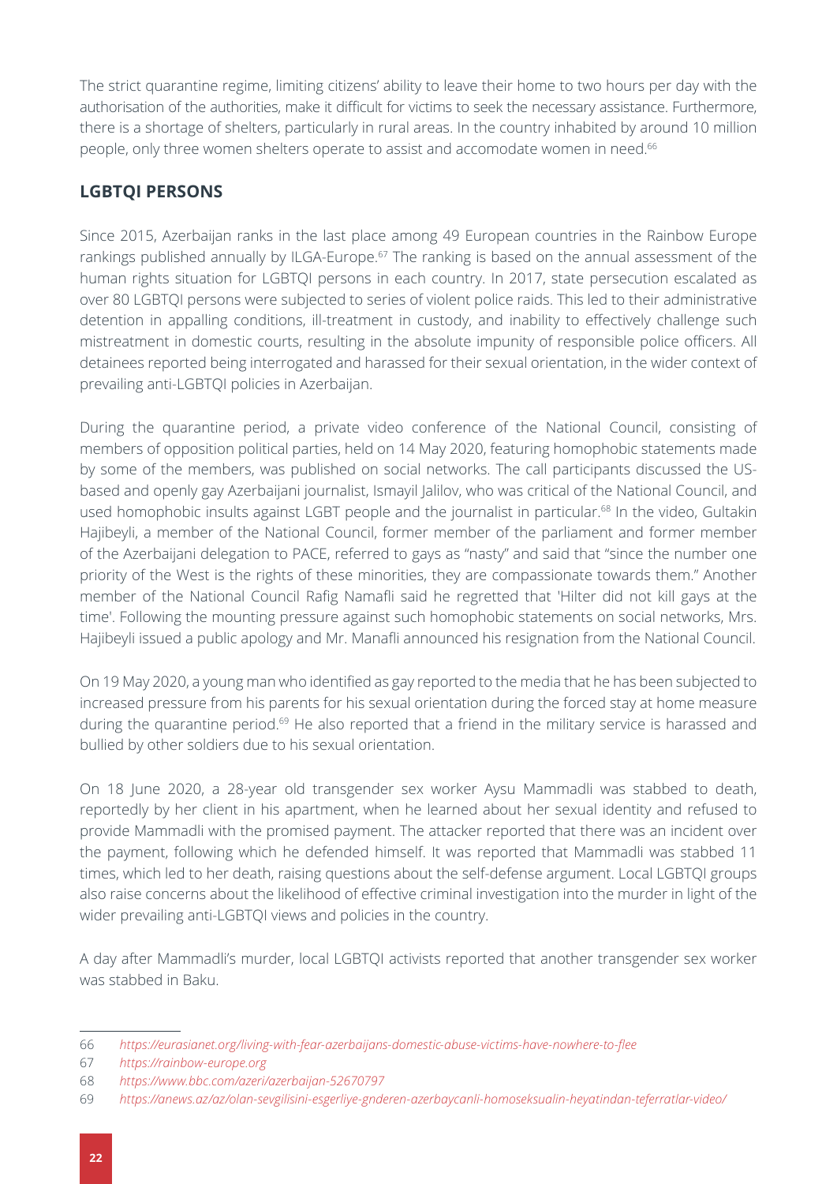The strict quarantine regime, limiting citizens' ability to leave their home to two hours per day with the authorisation of the authorities, make it difficult for victims to seek the necessary assistance. Furthermore, there is a shortage of shelters, particularly in rural areas. In the country inhabited by around 10 million people, only three women shelters operate to assist and accomodate women in need.[66]

## LGBTQI PERSONS

Since 2015, Azerbaijan ranks in the last place among 49 European countries in the Rainbow Europe rankings published annually by ILGA-Europe.[67] The ranking is based on the annual assessment of the human rights situation for LGBTQI persons in each country. In 2017, state persecution escalated as over 80 LGBTQI persons were subjected to series of violent police raids. This led to their administrative detention in appalling conditions, ill-treatment in custody, and inability to effectively challenge such mistreatment in domestic courts, resulting in the absolute impunity of responsible police officers. All detainees reported being interrogated and harassed for their sexual orientation, in the wider context of prevailing anti-LGBTQI policies in Azerbaijan.

During the quarantine period, a private video conference of the National Council, consisting of members of opposition political parties, held on 14 May 2020, featuring homophobic statements made by some of the members, was published on social networks. The call participants discussed the US-based and openly gay Azerbaijani journalist, Ismayil Jalilov, who was critical of the National Council, and used homophobic insults against LGBT people and the journalist in particular.[68] In the video, Gultakin Hajibeyli, a member of the National Council, former member of the parliament and former member of the Azerbaijani delegation to PACE, referred to gays as "nasty" and said that "since the number one priority of the West is the rights of these minorities, they are compassionate towards them." Another member of the National Council Rafig Namafli said he regretted that 'Hilter did not kill gays at the time'. Following the mounting pressure against such homophobic statements on social networks, Mrs. Hajibeyli issued a public apology and Mr. Manafli announced his resignation from the National Council.

On 19 May 2020, a young man who identified as gay reported to the media that he has been subjected to increased pressure from his parents for his sexual orientation during the forced stay at home measure during the quarantine period.[69] He also reported that a friend in the military service is harassed and bullied by other soldiers due to his sexual orientation.

On 18 June 2020, a 28-year old transgender sex worker Aysu Mammadli was stabbed to death, reportedly by her client in his apartment, when he learned about her sexual identity and refused to provide Mammadli with the promised payment. The attacker reported that there was an incident over the payment, following which he defended himself. It was reported that Mammadli was stabbed 11 times, which led to her death, raising questions about the self-defense argument. Local LGBTQI groups also raise concerns about the likelihood of effective criminal investigation into the murder in light of the wider prevailing anti-LGBTQI views and policies in the country.

A day after Mammadli's murder, local LGBTQI activists reported that another transgender sex worker was stabbed in Baku.

---

66 *https://eurasianet.org/living-with-fear-azerbaijans-domestic-abuse-victims-have-nowhere-to-flee*

67 *https://rainbow-europe.org*

68 *https://www.bbc.com/azeri/azerbaijan-52670797*

69 *https://anews.az/az/olan-sevgilisini-esgerliye-gnderen-azerbaycanli-homoseksualin-heyatindan-teferratlar-video/*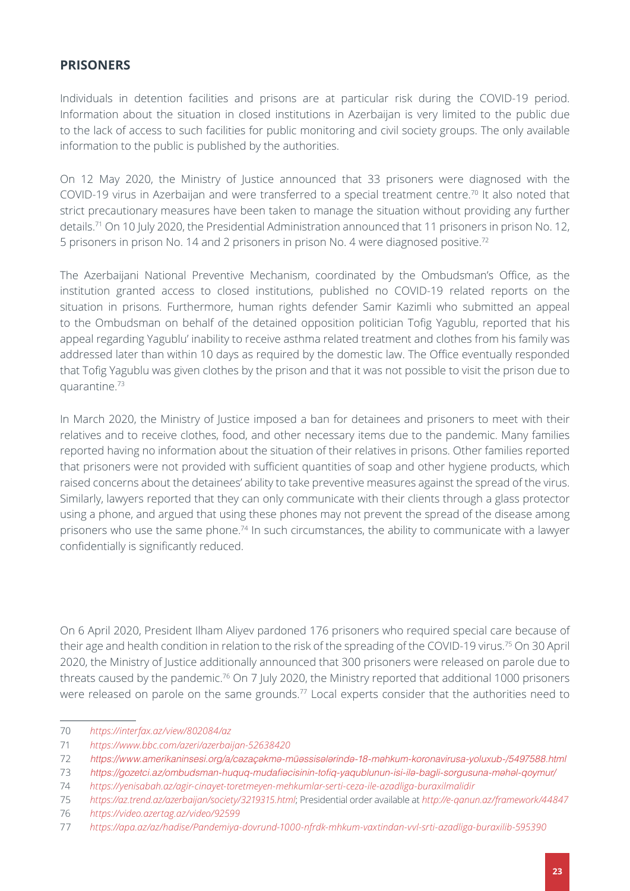## PRISONERS

Individuals in detention facilities and prisons are at particular risk during the COVID-19 period. Information about the situation in closed institutions in Azerbaijan is very limited to the public due to the lack of access to such facilities for public monitoring and civil society groups. The only available information to the public is published by the authorities.

On 12 May 2020, the Ministry of Justice announced that 33 prisoners were diagnosed with the COVID-19 virus in Azerbaijan and were transferred to a special treatment centre.[70] It also noted that strict precautionary measures have been taken to manage the situation without providing any further details.[71] On 10 July 2020, the Presidential Administration announced that 11 prisoners in prison No. 12, 5 prisoners in prison No. 14 and 2 prisoners in prison No. 4 were diagnosed positive.[72]

The Azerbaijani National Preventive Mechanism, coordinated by the Ombudsman's Office, as the institution granted access to closed institutions, published no COVID-19 related reports on the situation in prisons. Furthermore, human rights defender Samir Kazimli who submitted an appeal to the Ombudsman on behalf of the detained opposition politician Tofig Yagublu, reported that his appeal regarding Yagublu' inability to receive asthma related treatment and clothes from his family was addressed later than within 10 days as required by the domestic law. The Office eventually responded that Tofig Yagublu was given clothes by the prison and that it was not possible to visit the prison due to quarantine.[73]

In March 2020, the Ministry of Justice imposed a ban for detainees and prisoners to meet with their relatives and to receive clothes, food, and other necessary items due to the pandemic. Many families reported having no information about the situation of their relatives in prisons. Other families reported that prisoners were not provided with sufficient quantities of soap and other hygiene products, which raised concerns about the detainees' ability to take preventive measures against the spread of the virus. Similarly, lawyers reported that they can only communicate with their clients through a glass protector using a phone, and argued that using these phones may not prevent the spread of the disease among prisoners who use the same phone.[74] In such circumstances, the ability to communicate with a lawyer confidentially is significantly reduced.

On 6 April 2020, President Ilham Aliyev pardoned 176 prisoners who required special care because of their age and health condition in relation to the risk of the spreading of the COVID-19 virus.[75] On 30 April 2020, the Ministry of Justice additionally announced that 300 prisoners were released on parole due to threats caused by the pandemic.[76] On 7 July 2020, the Ministry reported that additional 1000 prisoners were released on parole on the same grounds.[77] Local experts consider that the authorities need to

---

70 *https://interfax.az/view/802084/az*

71 *https://www.bbc.com/azeri/azerbaijan-52638420*

72 *https://www.amerikaninsesi.org/a/cəzaçəkmə-müəssisələrində-18-məhkum-koronavirusa-yoluxub-/5497588.html*

73 *https://gozetci.az/ombudsman-huquq-mudafiəcisinin-tofiq-yaqublunun-isi-ilə-bagli-sorgusuna-məhəl-qoymur/*

74 *https://yenisabah.az/agir-cinayet-toretmeyen-mehkumlar-serti-ceza-ile-azadliga-buraxilmalidir*

75 *https://az.trend.az/azerbaijan/society/3219315.html*; Presidential order available at *http://e-qanun.az/framework/44847*

76 *https://video.azertag.az/video/92599*

77 *https://apa.az/az/hadise/Pandemiya-dovrund-1000-nfrdk-mhkum-vaxtindan-vvl-srti-azadliga-buraxilib-595390*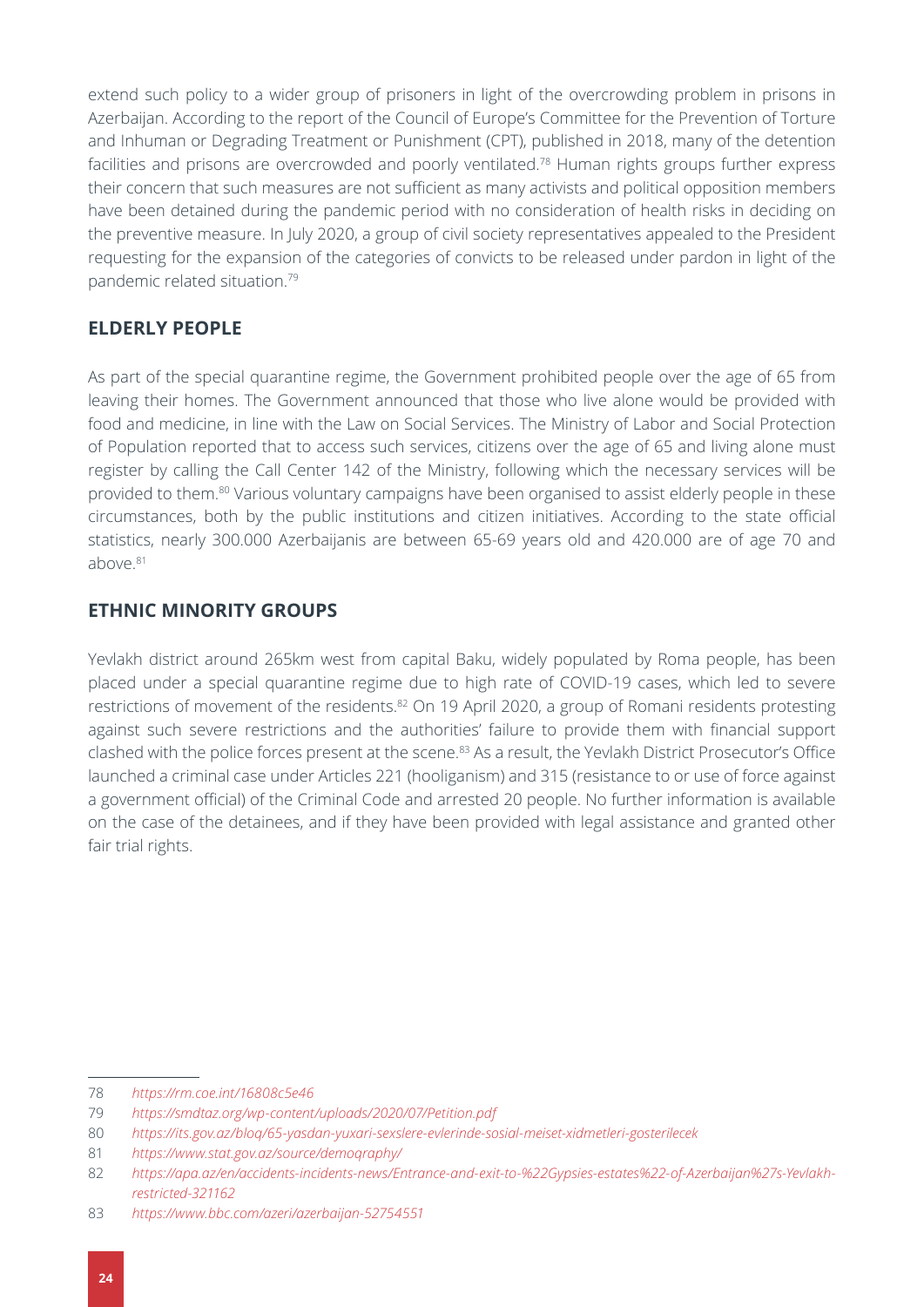extend such policy to a wider group of prisoners in light of the overcrowding problem in prisons in Azerbaijan. According to the report of the Council of Europe's Committee for the Prevention of Torture and Inhuman or Degrading Treatment or Punishment (CPT), published in 2018, many of the detention facilities and prisons are overcrowded and poorly ventilated.[78] Human rights groups further express their concern that such measures are not sufficient as many activists and political opposition members have been detained during the pandemic period with no consideration of health risks in deciding on the preventive measure. In July 2020, a group of civil society representatives appealed to the President requesting for the expansion of the categories of convicts to be released under pardon in light of the pandemic related situation.[79]

## ELDERLY PEOPLE

As part of the special quarantine regime, the Government prohibited people over the age of 65 from leaving their homes. The Government announced that those who live alone would be provided with food and medicine, in line with the Law on Social Services. The Ministry of Labor and Social Protection of Population reported that to access such services, citizens over the age of 65 and living alone must register by calling the Call Center 142 of the Ministry, following which the necessary services will be provided to them.[80] Various voluntary campaigns have been organised to assist elderly people in these circumstances, both by the public institutions and citizen initiatives. According to the state official statistics, nearly 300.000 Azerbaijanis are between 65-69 years old and 420.000 are of age 70 and above.[81]

## ETHNIC MINORITY GROUPS

Yevlakh district around 265km west from capital Baku, widely populated by Roma people, has been placed under a special quarantine regime due to high rate of COVID-19 cases, which led to severe restrictions of movement of the residents.[82] On 19 April 2020, a group of Romani residents protesting against such severe restrictions and the authorities' failure to provide them with financial support clashed with the police forces present at the scene.[83] As a result, the Yevlakh District Prosecutor's Office launched a criminal case under Articles 221 (hooliganism) and 315 (resistance to or use of force against a government official) of the Criminal Code and arrested 20 people. No further information is available on the case of the detainees, and if they have been provided with legal assistance and granted other fair trial rights.

---

78 *https://rm.coe.int/16808c5e46*

79 *https://smdtaz.org/wp-content/uploads/2020/07/Petition.pdf*

80 *https://its.gov.az/bloq/65-yasdan-yuxari-sexslere-evlerinde-sosial-meiset-xidmetleri-gosterilecek*

81 *https://www.stat.gov.az/source/demoqraphy/*

82 *https://apa.az/en/accidents-incidents-news/Entrance-and-exit-to-%22Gypsies-estates%22-of-Azerbaijan%27s-Yevlakh-restricted-321162*

83 *https://www.bbc.com/azeri/azerbaijan-52754551*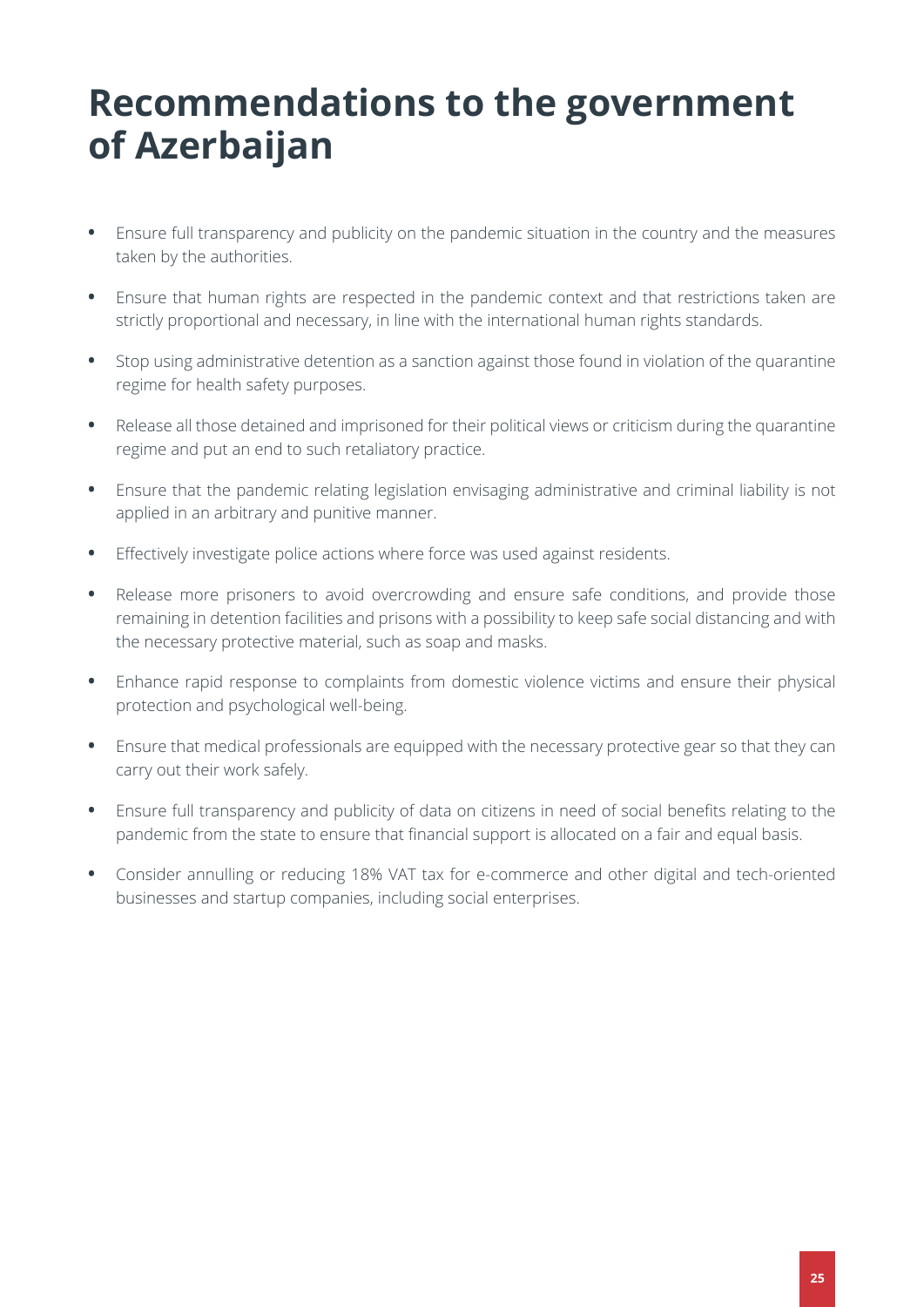# Recommendations to the government of Azerbaijan

- Ensure full transparency and publicity on the pandemic situation in the country and the measures taken by the authorities.
- Ensure that human rights are respected in the pandemic context and that restrictions taken are strictly proportional and necessary, in line with the international human rights standards.
- Stop using administrative detention as a sanction against those found in violation of the quarantine regime for health safety purposes.
- Release all those detained and imprisoned for their political views or criticism during the quarantine regime and put an end to such retaliatory practice.
- Ensure that the pandemic relating legislation envisaging administrative and criminal liability is not applied in an arbitrary and punitive manner.
- Effectively investigate police actions where force was used against residents.
- Release more prisoners to avoid overcrowding and ensure safe conditions, and provide those remaining in detention facilities and prisons with a possibility to keep safe social distancing and with the necessary protective material, such as soap and masks.
- Enhance rapid response to complaints from domestic violence victims and ensure their physical protection and psychological well-being.
- Ensure that medical professionals are equipped with the necessary protective gear so that they can carry out their work safely.
- Ensure full transparency and publicity of data on citizens in need of social benefits relating to the pandemic from the state to ensure that financial support is allocated on a fair and equal basis.
- Consider annulling or reducing 18% VAT tax for e-commerce and other digital and tech-oriented businesses and startup companies, including social enterprises.